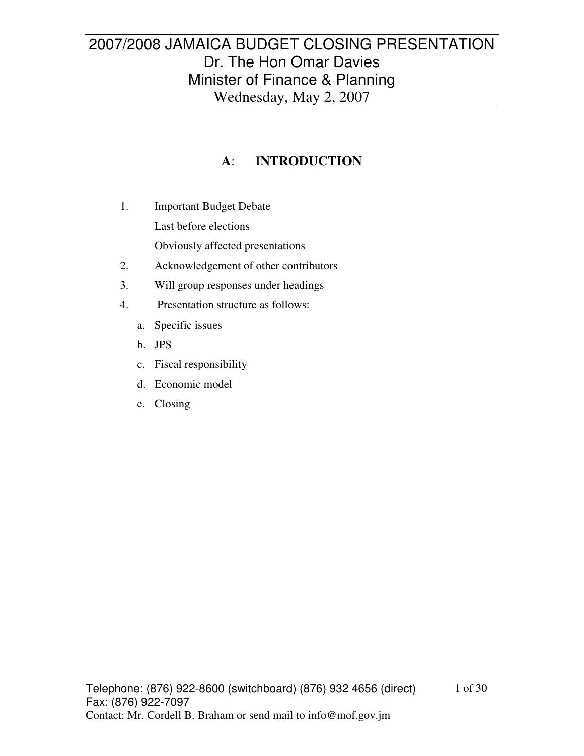# 2007/2008 JAMAICA BUDGET CLOSING PRESENTATION
## Dr. The Hon Omar Davies
## Minister of Finance & Planning
Wednesday, May 2, 2007

## A: INTRODUCTION

1. Important Budget Debate

   Last before elections

   Obviously affected presentations
2. Acknowledgement of other contributors
3. Will group responses under headings
4. Presentation structure as follows:
   a. Specific issues
   b. JPS
   c. Fiscal responsibility
   d. Economic model
   e. Closing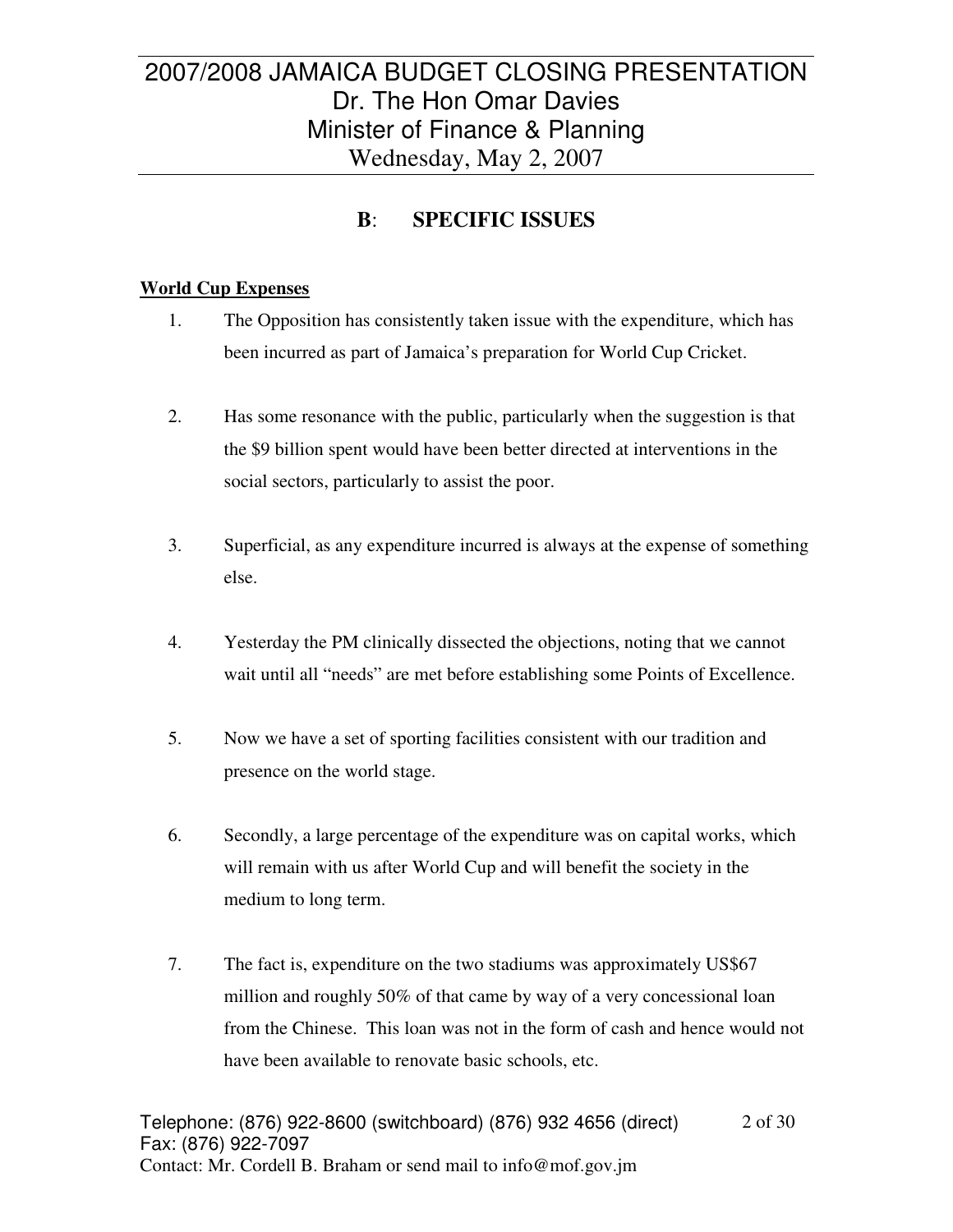## B: SPECIFIC ISSUES

**World Cup Expenses**

1. The Opposition has consistently taken issue with the expenditure, which has been incurred as part of Jamaica's preparation for World Cup Cricket.

2. Has some resonance with the public, particularly when the suggestion is that the $9 billion spent would have been better directed at interventions in the social sectors, particularly to assist the poor.

3. Superficial, as any expenditure incurred is always at the expense of something else.

4. Yesterday the PM clinically dissected the objections, noting that we cannot wait until all "needs" are met before establishing some Points of Excellence.

5. Now we have a set of sporting facilities consistent with our tradition and presence on the world stage.

6. Secondly, a large percentage of the expenditure was on capital works, which will remain with us after World Cup and will benefit the society in the medium to long term.

7. The fact is, expenditure on the two stadiums was approximately US$67 million and roughly 50% of that came by way of a very concessional loan from the Chinese. This loan was not in the form of cash and hence would not have been available to renovate basic schools, etc.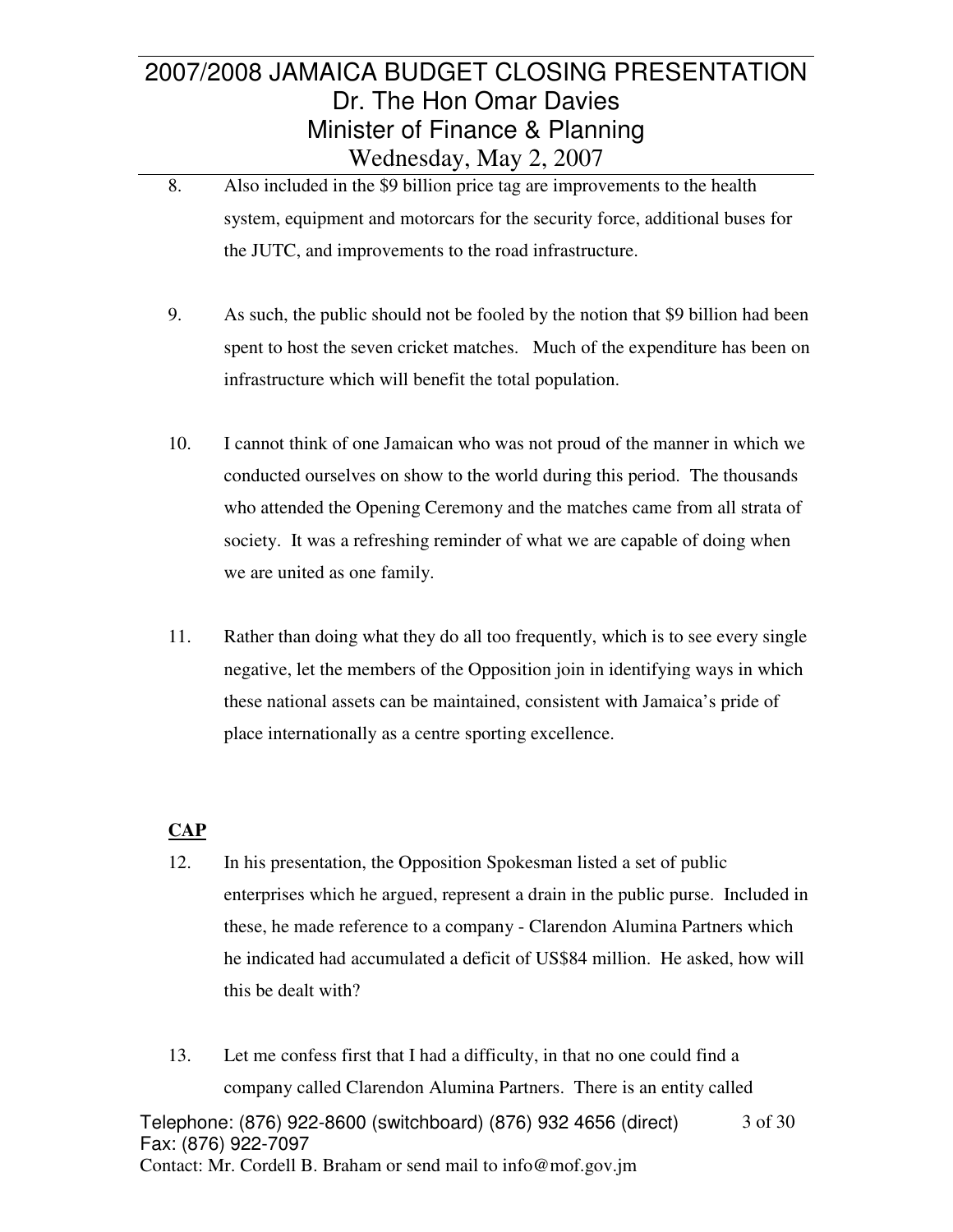8. Also included in the $9 billion price tag are improvements to the health system, equipment and motorcars for the security force, additional buses for the JUTC, and improvements to the road infrastructure.

9. As such, the public should not be fooled by the notion that $9 billion had been spent to host the seven cricket matches. Much of the expenditure has been on infrastructure which will benefit the total population.

10. I cannot think of one Jamaican who was not proud of the manner in which we conducted ourselves on show to the world during this period. The thousands who attended the Opening Ceremony and the matches came from all strata of society. It was a refreshing reminder of what we are capable of doing when we are united as one family.

11. Rather than doing what they do all too frequently, which is to see every single negative, let the members of the Opposition join in identifying ways in which these national assets can be maintained, consistent with Jamaica's pride of place internationally as a centre sporting excellence.

## CAP

12. In his presentation, the Opposition Spokesman listed a set of public enterprises which he argued, represent a drain in the public purse. Included in these, he made reference to a company - Clarendon Alumina Partners which he indicated had accumulated a deficit of US$84 million. He asked, how will this be dealt with?

13. Let me confess first that I had a difficulty, in that no one could find a company called Clarendon Alumina Partners. There is an entity called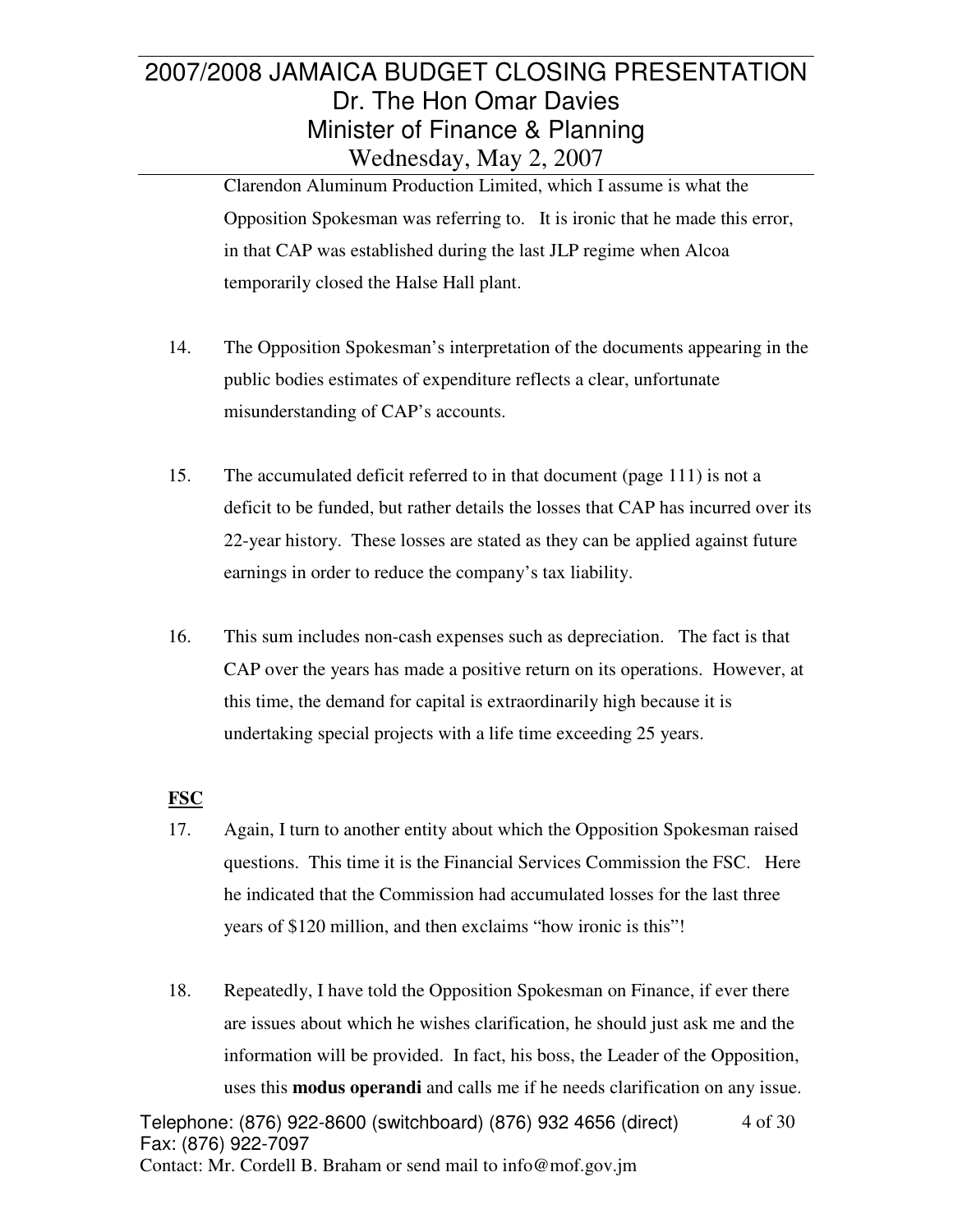Clarendon Aluminum Production Limited, which I assume is what the Opposition Spokesman was referring to. It is ironic that he made this error, in that CAP was established during the last JLP regime when Alcoa temporarily closed the Halse Hall plant.

14. The Opposition Spokesman's interpretation of the documents appearing in the public bodies estimates of expenditure reflects a clear, unfortunate misunderstanding of CAP's accounts.

15. The accumulated deficit referred to in that document (page 111) is not a deficit to be funded, but rather details the losses that CAP has incurred over its 22-year history. These losses are stated as they can be applied against future earnings in order to reduce the company's tax liability.

16. This sum includes non-cash expenses such as depreciation. The fact is that CAP over the years has made a positive return on its operations. However, at this time, the demand for capital is extraordinarily high because it is undertaking special projects with a life time exceeding 25 years.

**FSC**

17. Again, I turn to another entity about which the Opposition Spokesman raised questions. This time it is the Financial Services Commission the FSC. Here he indicated that the Commission had accumulated losses for the last three years of $120 million, and then exclaims "how ironic is this"!

18. Repeatedly, I have told the Opposition Spokesman on Finance, if ever there are issues about which he wishes clarification, he should just ask me and the information will be provided. In fact, his boss, the Leader of the Opposition, uses this **modus operandi** and calls me if he needs clarification on any issue.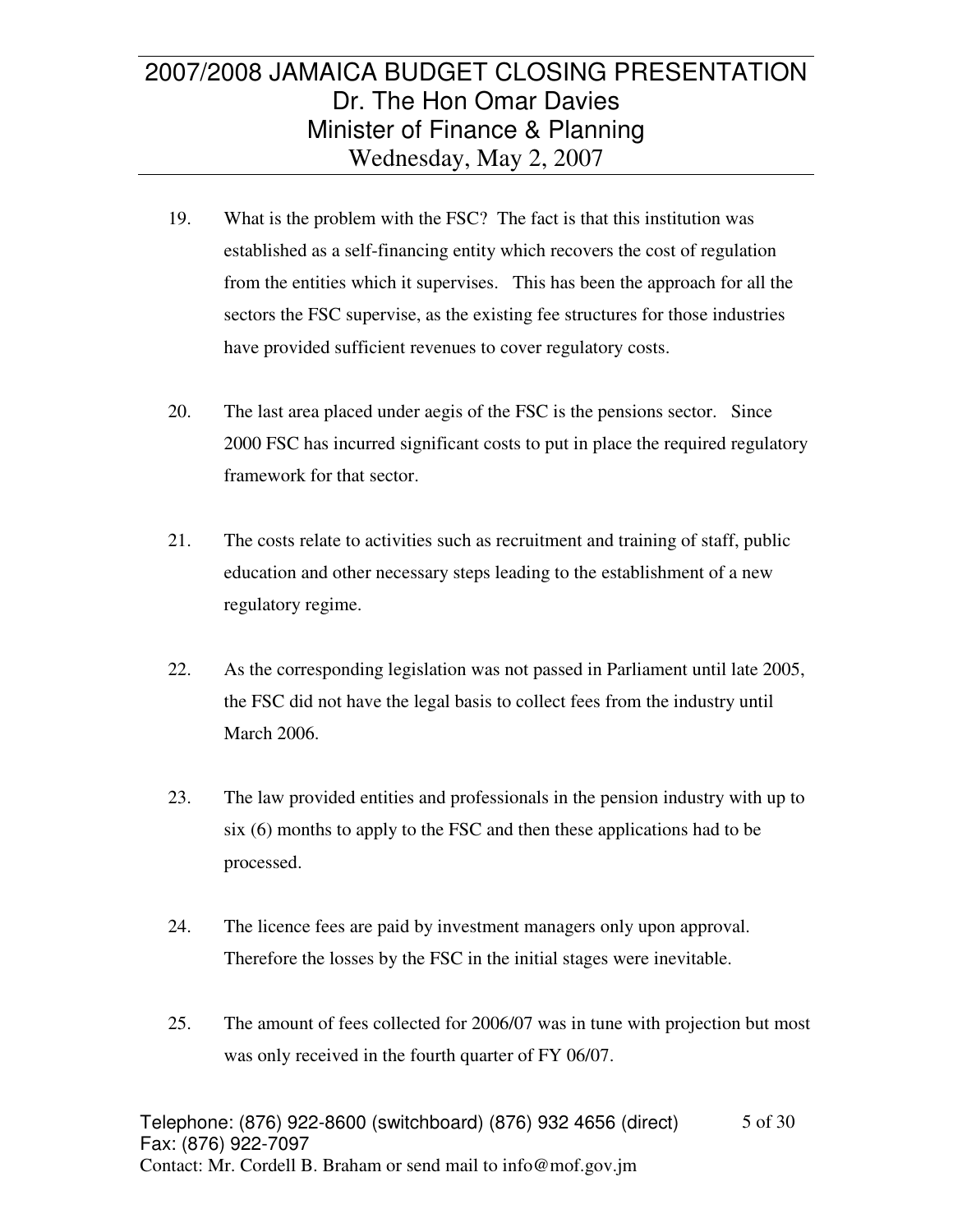19. What is the problem with the FSC? The fact is that this institution was established as a self-financing entity which recovers the cost of regulation from the entities which it supervises. This has been the approach for all the sectors the FSC supervise, as the existing fee structures for those industries have provided sufficient revenues to cover regulatory costs.

20. The last area placed under aegis of the FSC is the pensions sector. Since 2000 FSC has incurred significant costs to put in place the required regulatory framework for that sector.

21. The costs relate to activities such as recruitment and training of staff, public education and other necessary steps leading to the establishment of a new regulatory regime.

22. As the corresponding legislation was not passed in Parliament until late 2005, the FSC did not have the legal basis to collect fees from the industry until March 2006.

23. The law provided entities and professionals in the pension industry with up to six (6) months to apply to the FSC and then these applications had to be processed.

24. The licence fees are paid by investment managers only upon approval. Therefore the losses by the FSC in the initial stages were inevitable.

25. The amount of fees collected for 2006/07 was in tune with projection but most was only received in the fourth quarter of FY 06/07.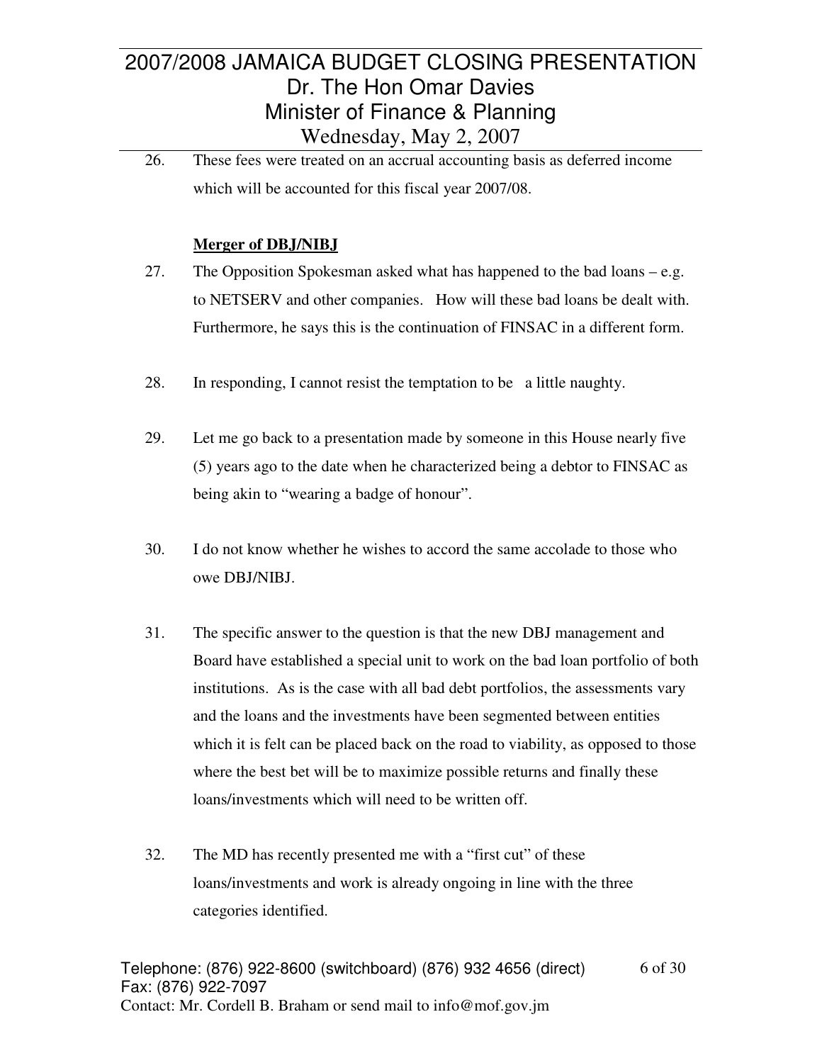26. These fees were treated on an accrual accounting basis as deferred income which will be accounted for this fiscal year 2007/08.

**<u>Merger of DBJ/NIBJ</u>**

27. The Opposition Spokesman asked what has happened to the bad loans – e.g. to NETSERV and other companies. How will these bad loans be dealt with. Furthermore, he says this is the continuation of FINSAC in a different form.

28. In responding, I cannot resist the temptation to be a little naughty.

29. Let me go back to a presentation made by someone in this House nearly five (5) years ago to the date when he characterized being a debtor to FINSAC as being akin to "wearing a badge of honour".

30. I do not know whether he wishes to accord the same accolade to those who owe DBJ/NIBJ.

31. The specific answer to the question is that the new DBJ management and Board have established a special unit to work on the bad loan portfolio of both institutions. As is the case with all bad debt portfolios, the assessments vary and the loans and the investments have been segmented between entities which it is felt can be placed back on the road to viability, as opposed to those where the best bet will be to maximize possible returns and finally these loans/investments which will need to be written off.

32. The MD has recently presented me with a "first cut" of these loans/investments and work is already ongoing in line with the three categories identified.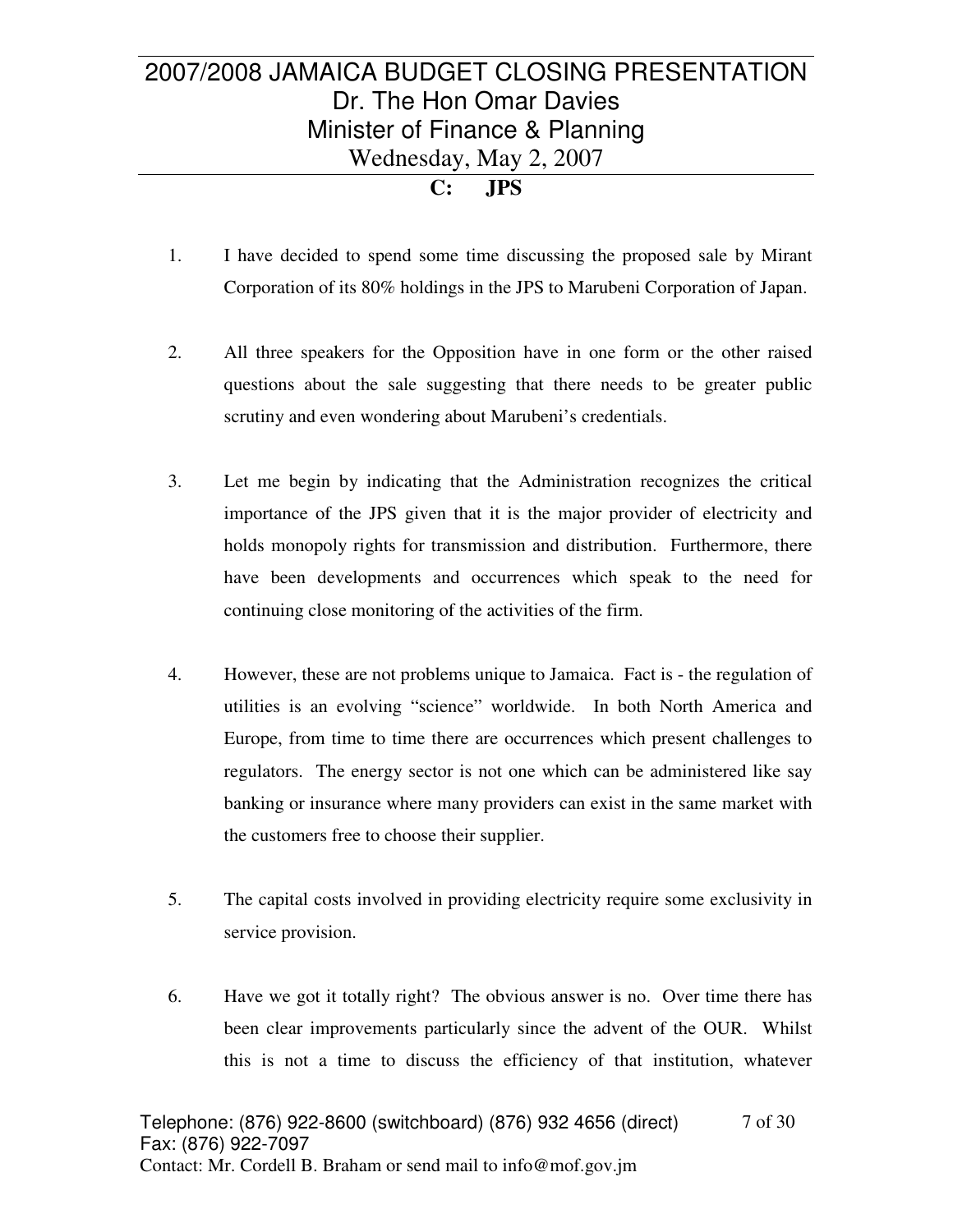## C: JPS

1. I have decided to spend some time discussing the proposed sale by Mirant Corporation of its 80% holdings in the JPS to Marubeni Corporation of Japan.

2. All three speakers for the Opposition have in one form or the other raised questions about the sale suggesting that there needs to be greater public scrutiny and even wondering about Marubeni's credentials.

3. Let me begin by indicating that the Administration recognizes the critical importance of the JPS given that it is the major provider of electricity and holds monopoly rights for transmission and distribution. Furthermore, there have been developments and occurrences which speak to the need for continuing close monitoring of the activities of the firm.

4. However, these are not problems unique to Jamaica. Fact is - the regulation of utilities is an evolving "science" worldwide. In both North America and Europe, from time to time there are occurrences which present challenges to regulators. The energy sector is not one which can be administered like say banking or insurance where many providers can exist in the same market with the customers free to choose their supplier.

5. The capital costs involved in providing electricity require some exclusivity in service provision.

6. Have we got it totally right? The obvious answer is no. Over time there has been clear improvements particularly since the advent of the OUR. Whilst this is not a time to discuss the efficiency of that institution, whatever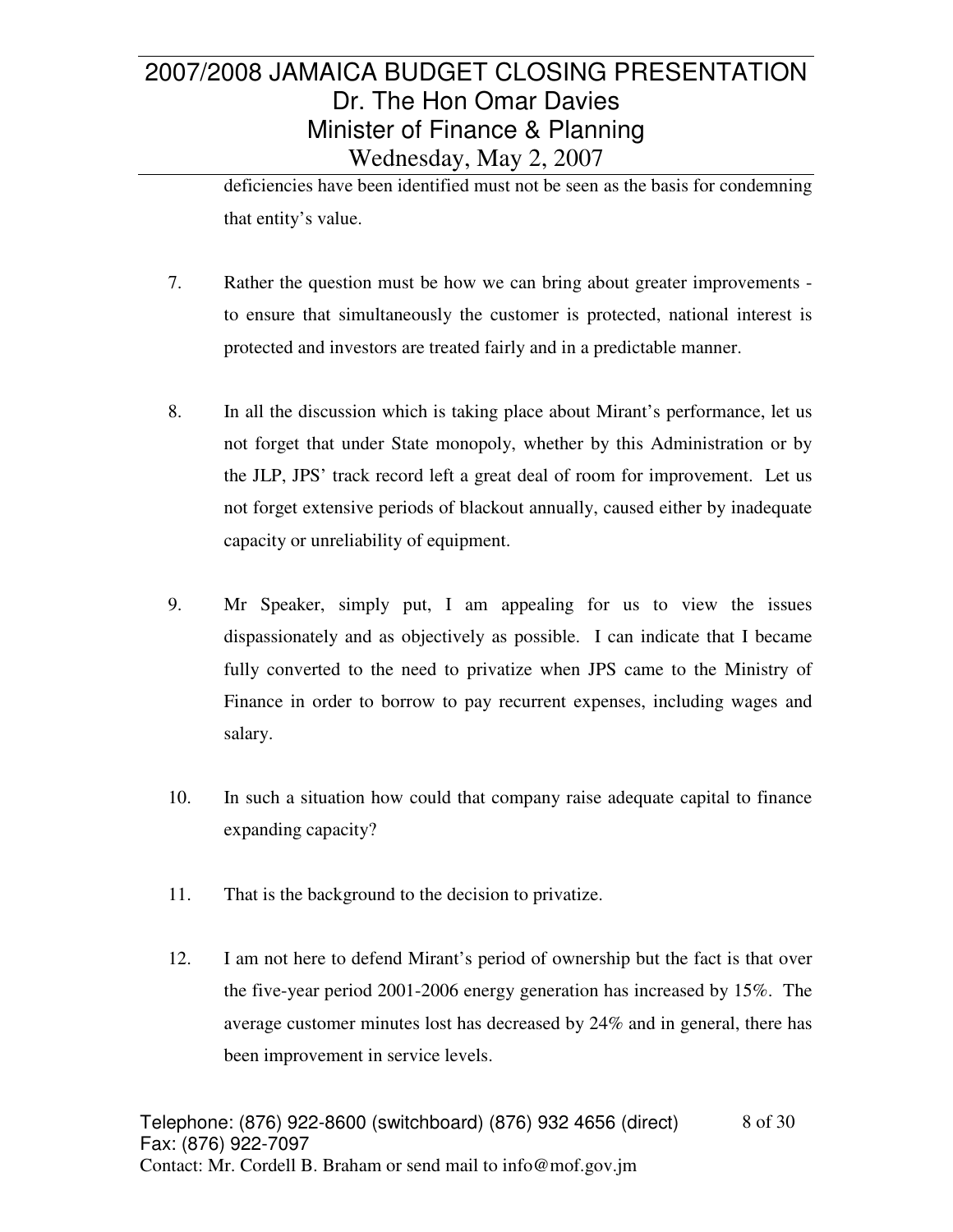deficiencies have been identified must not be seen as the basis for condemning that entity's value.

7. Rather the question must be how we can bring about greater improvements - to ensure that simultaneously the customer is protected, national interest is protected and investors are treated fairly and in a predictable manner.

8. In all the discussion which is taking place about Mirant's performance, let us not forget that under State monopoly, whether by this Administration or by the JLP, JPS' track record left a great deal of room for improvement. Let us not forget extensive periods of blackout annually, caused either by inadequate capacity or unreliability of equipment.

9. Mr Speaker, simply put, I am appealing for us to view the issues dispassionately and as objectively as possible. I can indicate that I became fully converted to the need to privatize when JPS came to the Ministry of Finance in order to borrow to pay recurrent expenses, including wages and salary.

10. In such a situation how could that company raise adequate capital to finance expanding capacity?

11. That is the background to the decision to privatize.

12. I am not here to defend Mirant's period of ownership but the fact is that over the five-year period 2001-2006 energy generation has increased by 15%. The average customer minutes lost has decreased by 24% and in general, there has been improvement in service levels.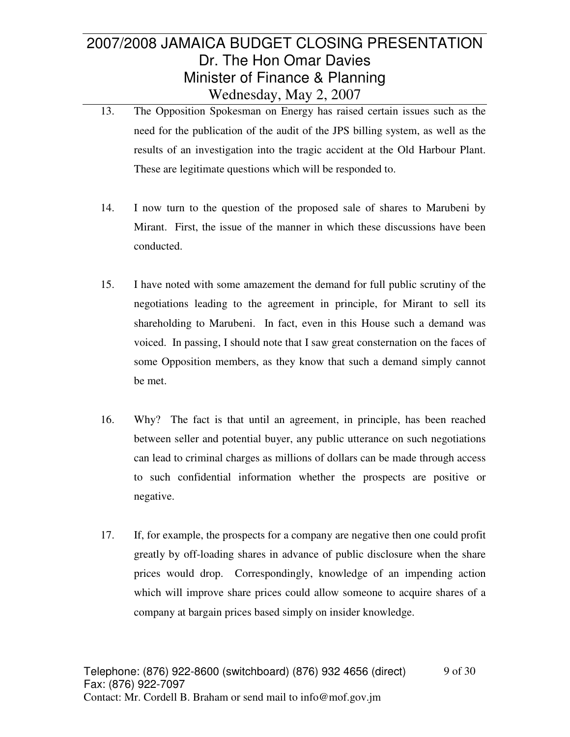13. The Opposition Spokesman on Energy has raised certain issues such as the need for the publication of the audit of the JPS billing system, as well as the results of an investigation into the tragic accident at the Old Harbour Plant. These are legitimate questions which will be responded to.

14. I now turn to the question of the proposed sale of shares to Marubeni by Mirant. First, the issue of the manner in which these discussions have been conducted.

15. I have noted with some amazement the demand for full public scrutiny of the negotiations leading to the agreement in principle, for Mirant to sell its shareholding to Marubeni. In fact, even in this House such a demand was voiced. In passing, I should note that I saw great consternation on the faces of some Opposition members, as they know that such a demand simply cannot be met.

16. Why? The fact is that until an agreement, in principle, has been reached between seller and potential buyer, any public utterance on such negotiations can lead to criminal charges as millions of dollars can be made through access to such confidential information whether the prospects are positive or negative.

17. If, for example, the prospects for a company are negative then one could profit greatly by off-loading shares in advance of public disclosure when the share prices would drop. Correspondingly, knowledge of an impending action which will improve share prices could allow someone to acquire shares of a company at bargain prices based simply on insider knowledge.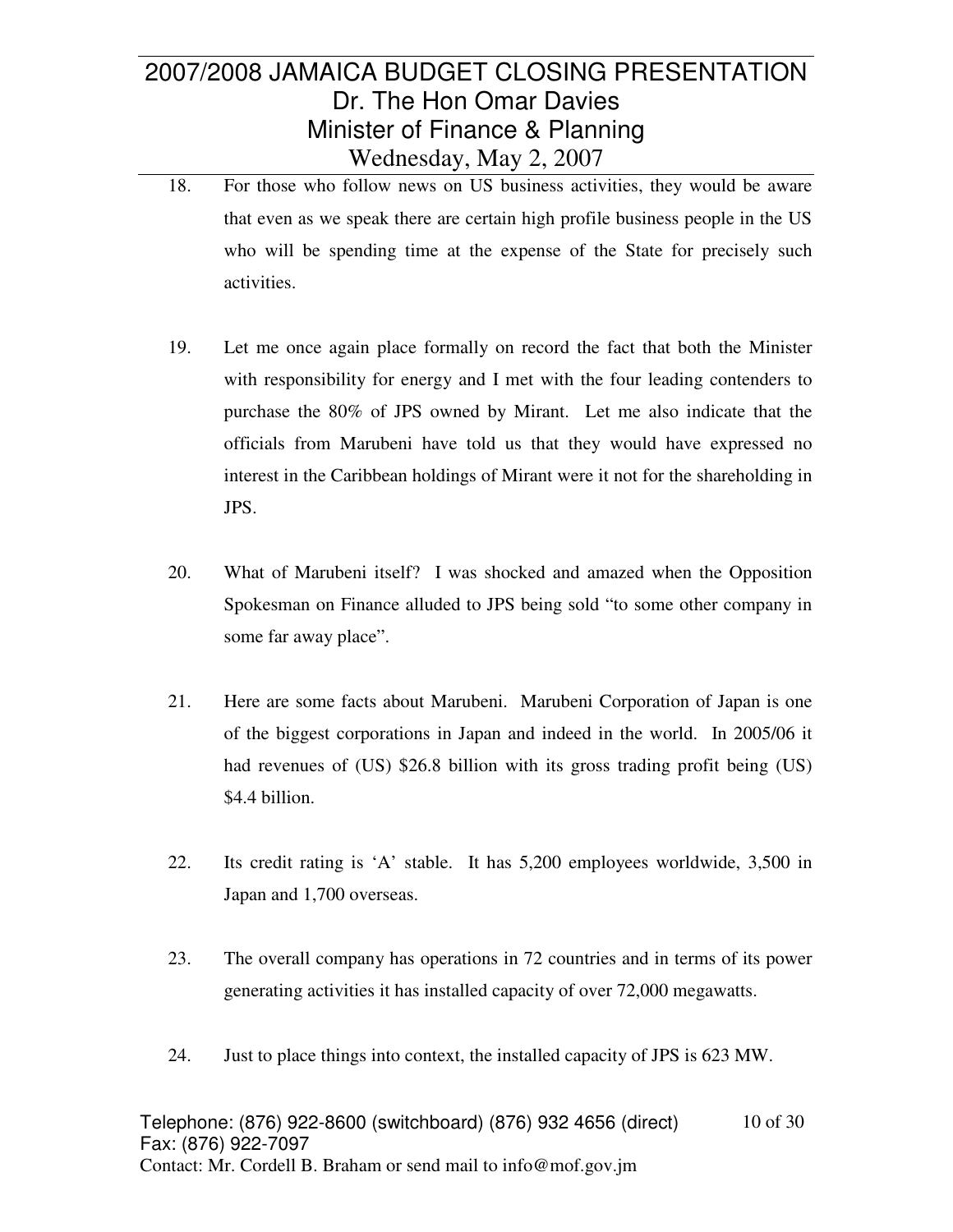18. For those who follow news on US business activities, they would be aware that even as we speak there are certain high profile business people in the US who will be spending time at the expense of the State for precisely such activities.

19. Let me once again place formally on record the fact that both the Minister with responsibility for energy and I met with the four leading contenders to purchase the 80% of JPS owned by Mirant. Let me also indicate that the officials from Marubeni have told us that they would have expressed no interest in the Caribbean holdings of Mirant were it not for the shareholding in JPS.

20. What of Marubeni itself? I was shocked and amazed when the Opposition Spokesman on Finance alluded to JPS being sold "to some other company in some far away place".

21. Here are some facts about Marubeni. Marubeni Corporation of Japan is one of the biggest corporations in Japan and indeed in the world. In 2005/06 it had revenues of (US) $26.8 billion with its gross trading profit being (US) $4.4 billion.

22. Its credit rating is 'A' stable. It has 5,200 employees worldwide, 3,500 in Japan and 1,700 overseas.

23. The overall company has operations in 72 countries and in terms of its power generating activities it has installed capacity of over 72,000 megawatts.

24. Just to place things into context, the installed capacity of JPS is 623 MW.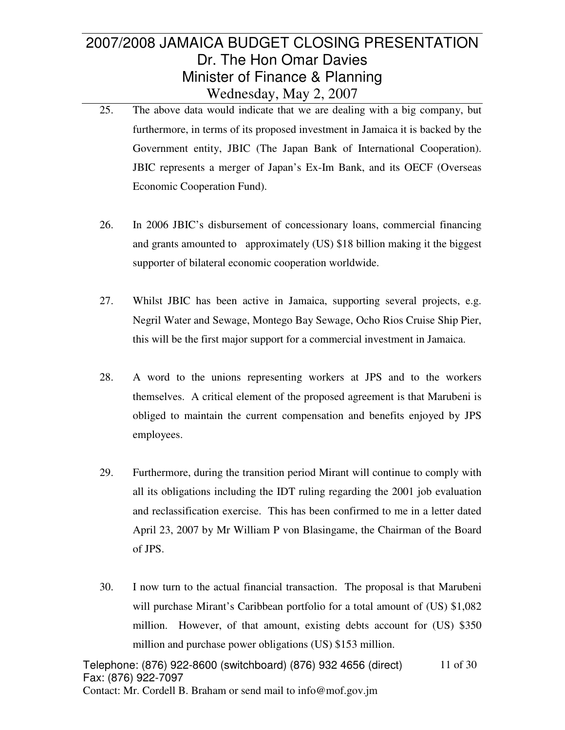25. The above data would indicate that we are dealing with a big company, but furthermore, in terms of its proposed investment in Jamaica it is backed by the Government entity, JBIC (The Japan Bank of International Cooperation). JBIC represents a merger of Japan's Ex-Im Bank, and its OECF (Overseas Economic Cooperation Fund).

26. In 2006 JBIC's disbursement of concessionary loans, commercial financing and grants amounted to approximately (US) $18 billion making it the biggest supporter of bilateral economic cooperation worldwide.

27. Whilst JBIC has been active in Jamaica, supporting several projects, e.g. Negril Water and Sewage, Montego Bay Sewage, Ocho Rios Cruise Ship Pier, this will be the first major support for a commercial investment in Jamaica.

28. A word to the unions representing workers at JPS and to the workers themselves. A critical element of the proposed agreement is that Marubeni is obliged to maintain the current compensation and benefits enjoyed by JPS employees.

29. Furthermore, during the transition period Mirant will continue to comply with all its obligations including the IDT ruling regarding the 2001 job evaluation and reclassification exercise. This has been confirmed to me in a letter dated April 23, 2007 by Mr William P von Blasingame, the Chairman of the Board of JPS.

30. I now turn to the actual financial transaction. The proposal is that Marubeni will purchase Mirant's Caribbean portfolio for a total amount of (US) $1,082 million. However, of that amount, existing debts account for (US) $350 million and purchase power obligations (US) $153 million.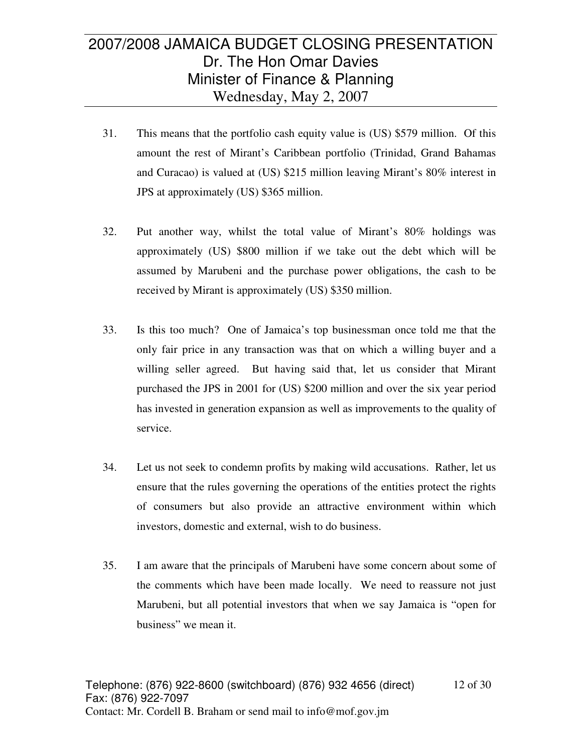31. This means that the portfolio cash equity value is (US) $579 million. Of this amount the rest of Mirant's Caribbean portfolio (Trinidad, Grand Bahamas and Curacao) is valued at (US) $215 million leaving Mirant's 80% interest in JPS at approximately (US) $365 million.

32. Put another way, whilst the total value of Mirant's 80% holdings was approximately (US) $800 million if we take out the debt which will be assumed by Marubeni and the purchase power obligations, the cash to be received by Mirant is approximately (US) $350 million.

33. Is this too much? One of Jamaica's top businessman once told me that the only fair price in any transaction was that on which a willing buyer and a willing seller agreed. But having said that, let us consider that Mirant purchased the JPS in 2001 for (US) $200 million and over the six year period has invested in generation expansion as well as improvements to the quality of service.

34. Let us not seek to condemn profits by making wild accusations. Rather, let us ensure that the rules governing the operations of the entities protect the rights of consumers but also provide an attractive environment within which investors, domestic and external, wish to do business.

35. I am aware that the principals of Marubeni have some concern about some of the comments which have been made locally. We need to reassure not just Marubeni, but all potential investors that when we say Jamaica is "open for business" we mean it.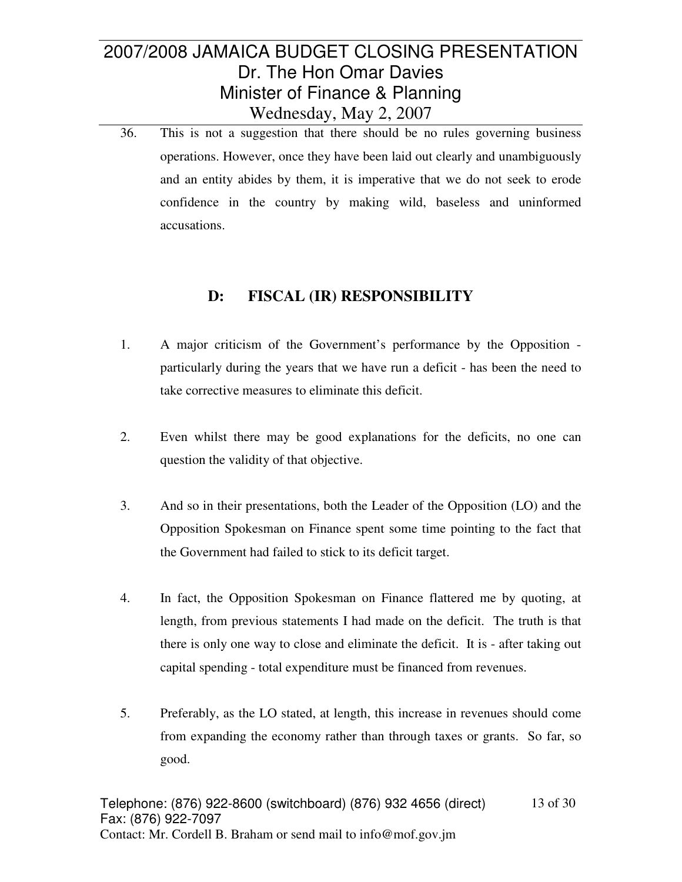36. This is not a suggestion that there should be no rules governing business operations. However, once they have been laid out clearly and unambiguously and an entity abides by them, it is imperative that we do not seek to erode confidence in the country by making wild, baseless and uninformed accusations.

## D: FISCAL (IR) RESPONSIBILITY

1. A major criticism of the Government's performance by the Opposition - particularly during the years that we have run a deficit - has been the need to take corrective measures to eliminate this deficit.

2. Even whilst there may be good explanations for the deficits, no one can question the validity of that objective.

3. And so in their presentations, both the Leader of the Opposition (LO) and the Opposition Spokesman on Finance spent some time pointing to the fact that the Government had failed to stick to its deficit target.

4. In fact, the Opposition Spokesman on Finance flattered me by quoting, at length, from previous statements I had made on the deficit. The truth is that there is only one way to close and eliminate the deficit. It is - after taking out capital spending - total expenditure must be financed from revenues.

5. Preferably, as the LO stated, at length, this increase in revenues should come from expanding the economy rather than through taxes or grants. So far, so good.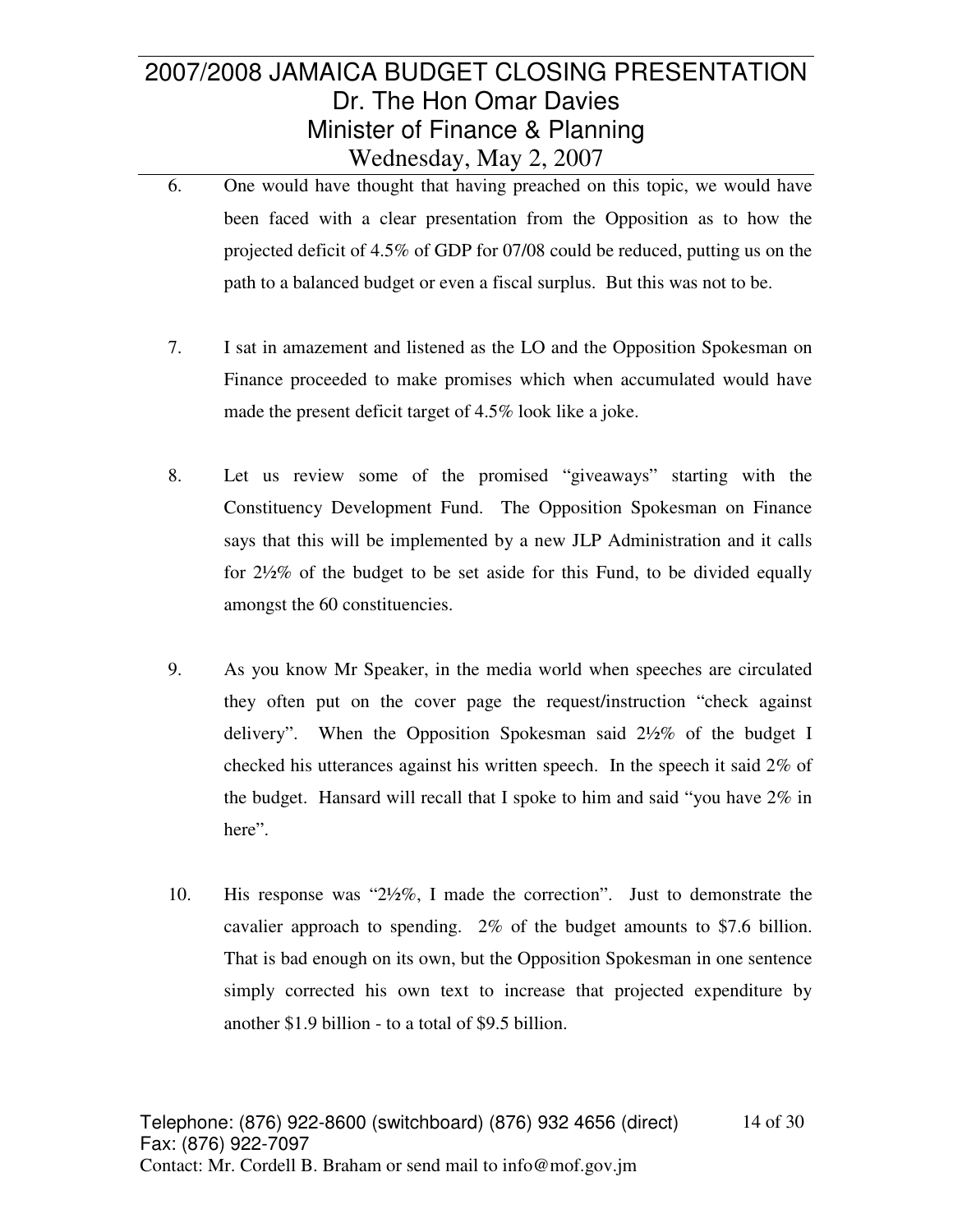6. One would have thought that having preached on this topic, we would have been faced with a clear presentation from the Opposition as to how the projected deficit of 4.5% of GDP for 07/08 could be reduced, putting us on the path to a balanced budget or even a fiscal surplus. But this was not to be.

7. I sat in amazement and listened as the LO and the Opposition Spokesman on Finance proceeded to make promises which when accumulated would have made the present deficit target of 4.5% look like a joke.

8. Let us review some of the promised "giveaways" starting with the Constituency Development Fund. The Opposition Spokesman on Finance says that this will be implemented by a new JLP Administration and it calls for 2½% of the budget to be set aside for this Fund, to be divided equally amongst the 60 constituencies.

9. As you know Mr Speaker, in the media world when speeches are circulated they often put on the cover page the request/instruction "check against delivery". When the Opposition Spokesman said 2½% of the budget I checked his utterances against his written speech. In the speech it said 2% of the budget. Hansard will recall that I spoke to him and said "you have 2% in here".

10. His response was "2½%, I made the correction". Just to demonstrate the cavalier approach to spending. 2% of the budget amounts to $7.6 billion. That is bad enough on its own, but the Opposition Spokesman in one sentence simply corrected his own text to increase that projected expenditure by another $1.9 billion - to a total of $9.5 billion.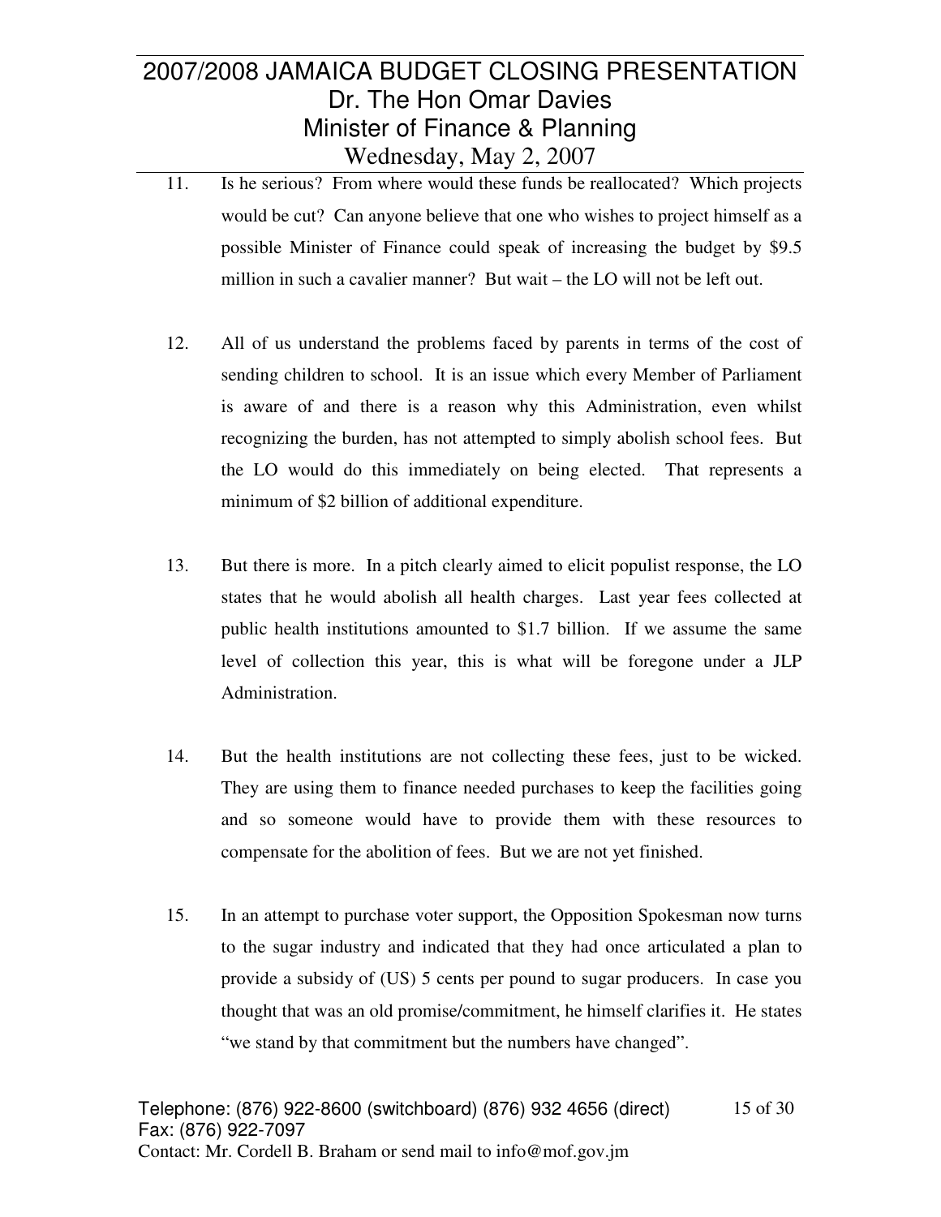11. Is he serious? From where would these funds be reallocated? Which projects would be cut? Can anyone believe that one who wishes to project himself as a possible Minister of Finance could speak of increasing the budget by $9.5 million in such a cavalier manner? But wait – the LO will not be left out.

12. All of us understand the problems faced by parents in terms of the cost of sending children to school. It is an issue which every Member of Parliament is aware of and there is a reason why this Administration, even whilst recognizing the burden, has not attempted to simply abolish school fees. But the LO would do this immediately on being elected. That represents a minimum of $2 billion of additional expenditure.

13. But there is more. In a pitch clearly aimed to elicit populist response, the LO states that he would abolish all health charges. Last year fees collected at public health institutions amounted to $1.7 billion. If we assume the same level of collection this year, this is what will be foregone under a JLP Administration.

14. But the health institutions are not collecting these fees, just to be wicked. They are using them to finance needed purchases to keep the facilities going and so someone would have to provide them with these resources to compensate for the abolition of fees. But we are not yet finished.

15. In an attempt to purchase voter support, the Opposition Spokesman now turns to the sugar industry and indicated that they had once articulated a plan to provide a subsidy of (US) 5 cents per pound to sugar producers. In case you thought that was an old promise/commitment, he himself clarifies it. He states "we stand by that commitment but the numbers have changed".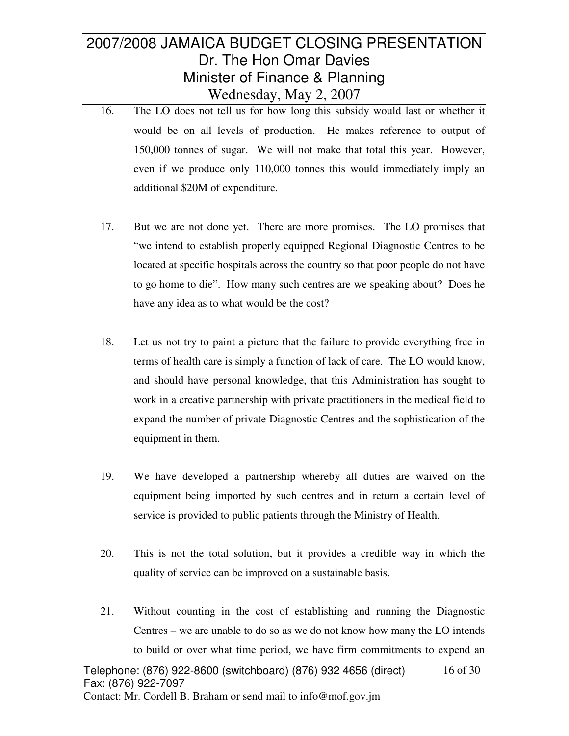16. The LO does not tell us for how long this subsidy would last or whether it would be on all levels of production. He makes reference to output of 150,000 tonnes of sugar. We will not make that total this year. However, even if we produce only 110,000 tonnes this would immediately imply an additional $20M of expenditure.

17. But we are not done yet. There are more promises. The LO promises that "we intend to establish properly equipped Regional Diagnostic Centres to be located at specific hospitals across the country so that poor people do not have to go home to die". How many such centres are we speaking about? Does he have any idea as to what would be the cost?

18. Let us not try to paint a picture that the failure to provide everything free in terms of health care is simply a function of lack of care. The LO would know, and should have personal knowledge, that this Administration has sought to work in a creative partnership with private practitioners in the medical field to expand the number of private Diagnostic Centres and the sophistication of the equipment in them.

19. We have developed a partnership whereby all duties are waived on the equipment being imported by such centres and in return a certain level of service is provided to public patients through the Ministry of Health.

20. This is not the total solution, but it provides a credible way in which the quality of service can be improved on a sustainable basis.

21. Without counting in the cost of establishing and running the Diagnostic Centres – we are unable to do so as we do not know how many the LO intends to build or over what time period, we have firm commitments to expend an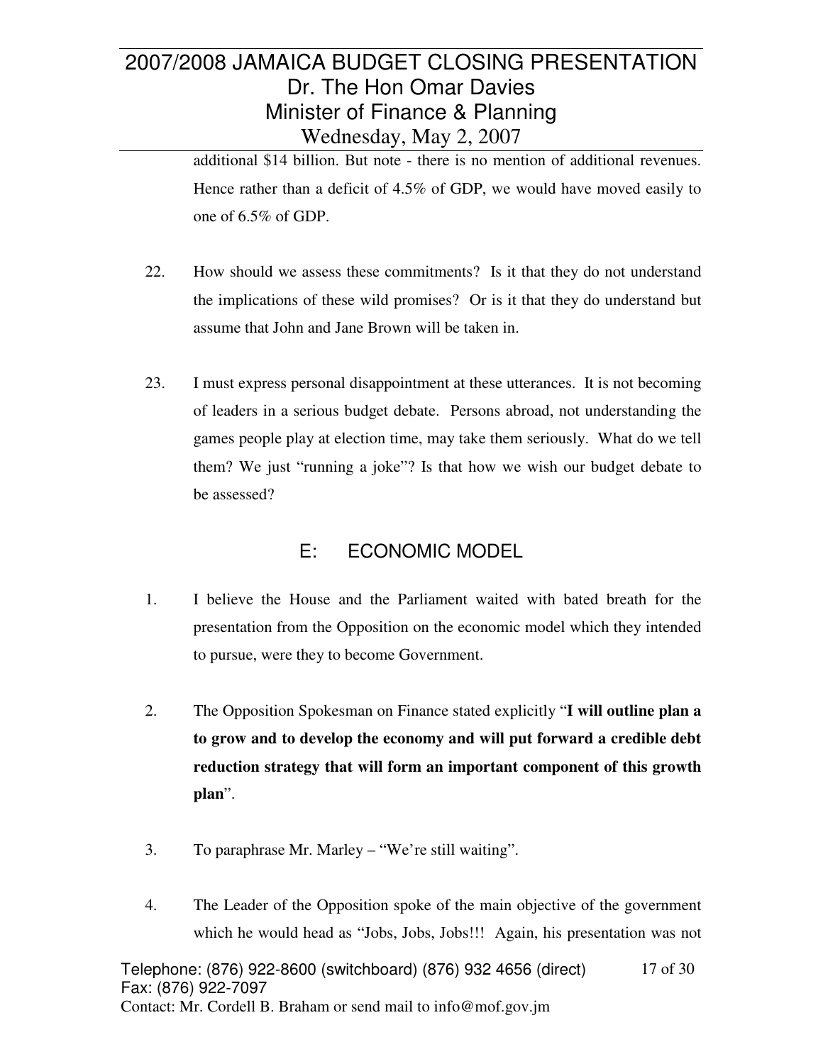additional $14 billion. But note - there is no mention of additional revenues. Hence rather than a deficit of 4.5% of GDP, we would have moved easily to one of 6.5% of GDP.

22. How should we assess these commitments? Is it that they do not understand the implications of these wild promises? Or is it that they do understand but assume that John and Jane Brown will be taken in.

23. I must express personal disappointment at these utterances. It is not becoming of leaders in a serious budget debate. Persons abroad, not understanding the games people play at election time, may take them seriously. What do we tell them? We just "running a joke"? Is that how we wish our budget debate to be assessed?

## E: ECONOMIC MODEL

1. I believe the House and the Parliament waited with bated breath for the presentation from the Opposition on the economic model which they intended to pursue, were they to become Government.

2. The Opposition Spokesman on Finance stated explicitly "**I will outline plan a to grow and to develop the economy and will put forward a credible debt reduction strategy that will form an important component of this growth plan**".

3. To paraphrase Mr. Marley – "We're still waiting".

4. The Leader of the Opposition spoke of the main objective of the government which he would head as "Jobs, Jobs, Jobs!!! Again, his presentation was not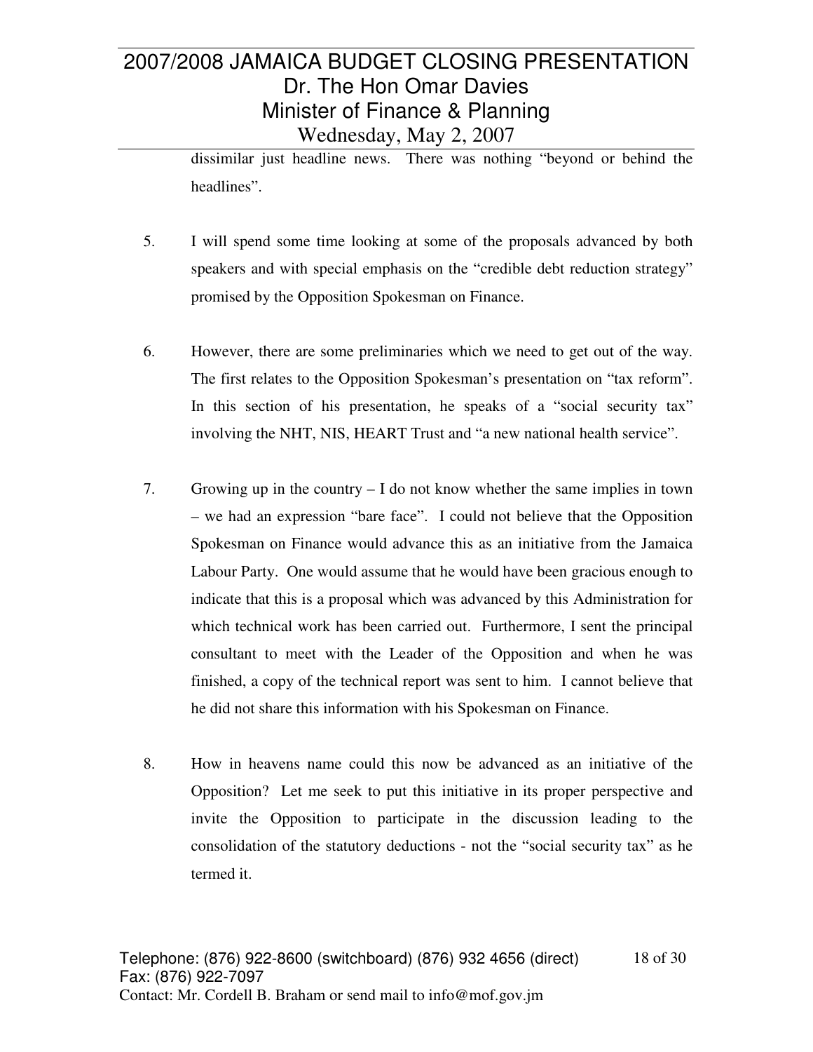dissimilar just headline news. There was nothing "beyond or behind the headlines".

5. I will spend some time looking at some of the proposals advanced by both speakers and with special emphasis on the "credible debt reduction strategy" promised by the Opposition Spokesman on Finance.

6. However, there are some preliminaries which we need to get out of the way. The first relates to the Opposition Spokesman's presentation on "tax reform". In this section of his presentation, he speaks of a "social security tax" involving the NHT, NIS, HEART Trust and "a new national health service".

7. Growing up in the country – I do not know whether the same implies in town – we had an expression "bare face". I could not believe that the Opposition Spokesman on Finance would advance this as an initiative from the Jamaica Labour Party. One would assume that he would have been gracious enough to indicate that this is a proposal which was advanced by this Administration for which technical work has been carried out. Furthermore, I sent the principal consultant to meet with the Leader of the Opposition and when he was finished, a copy of the technical report was sent to him. I cannot believe that he did not share this information with his Spokesman on Finance.

8. How in heavens name could this now be advanced as an initiative of the Opposition? Let me seek to put this initiative in its proper perspective and invite the Opposition to participate in the discussion leading to the consolidation of the statutory deductions - not the "social security tax" as he termed it.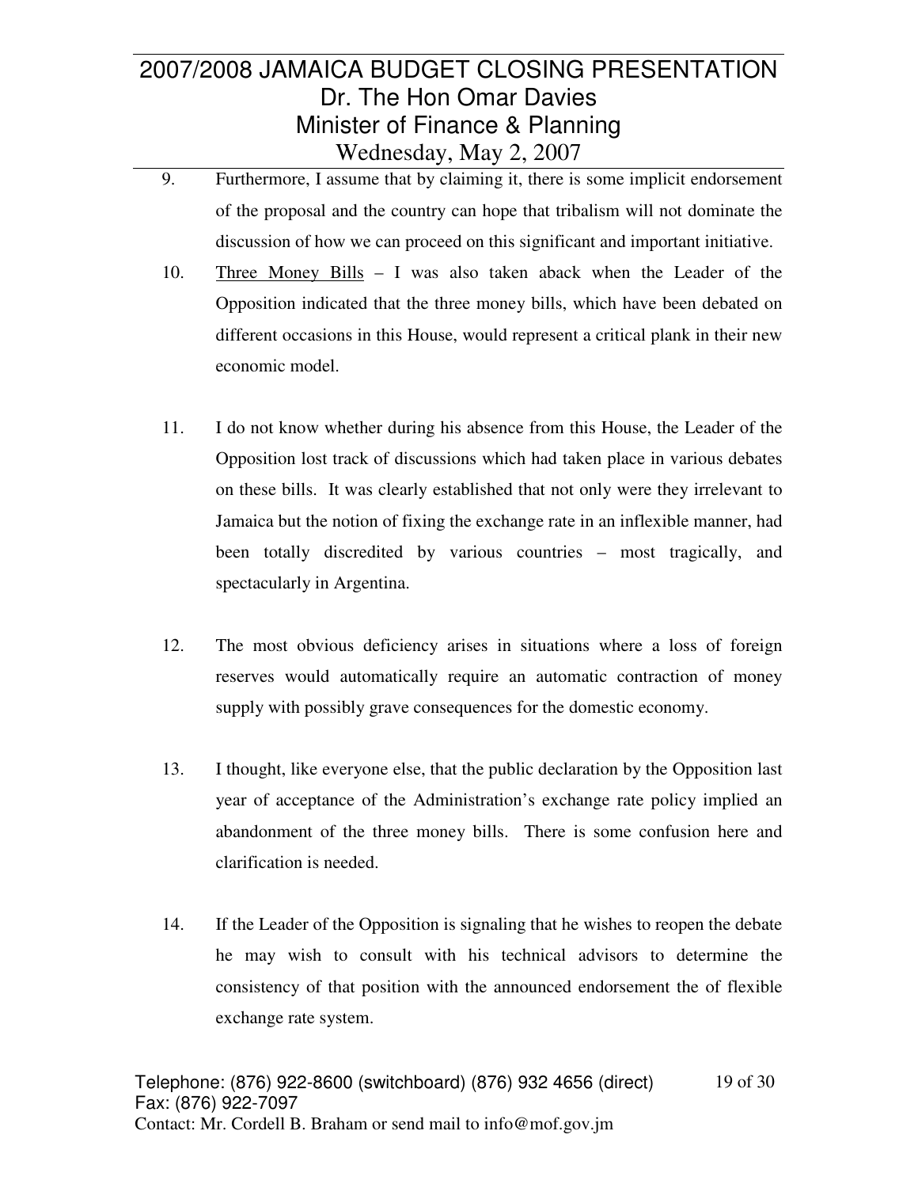9. Furthermore, I assume that by claiming it, there is some implicit endorsement of the proposal and the country can hope that tribalism will not dominate the discussion of how we can proceed on this significant and important initiative.

10. Three Money Bills – I was also taken aback when the Leader of the Opposition indicated that the three money bills, which have been debated on different occasions in this House, would represent a critical plank in their new economic model.

11. I do not know whether during his absence from this House, the Leader of the Opposition lost track of discussions which had taken place in various debates on these bills. It was clearly established that not only were they irrelevant to Jamaica but the notion of fixing the exchange rate in an inflexible manner, had been totally discredited by various countries – most tragically, and spectacularly in Argentina.

12. The most obvious deficiency arises in situations where a loss of foreign reserves would automatically require an automatic contraction of money supply with possibly grave consequences for the domestic economy.

13. I thought, like everyone else, that the public declaration by the Opposition last year of acceptance of the Administration's exchange rate policy implied an abandonment of the three money bills. There is some confusion here and clarification is needed.

14. If the Leader of the Opposition is signaling that he wishes to reopen the debate he may wish to consult with his technical advisors to determine the consistency of that position with the announced endorsement the of flexible exchange rate system.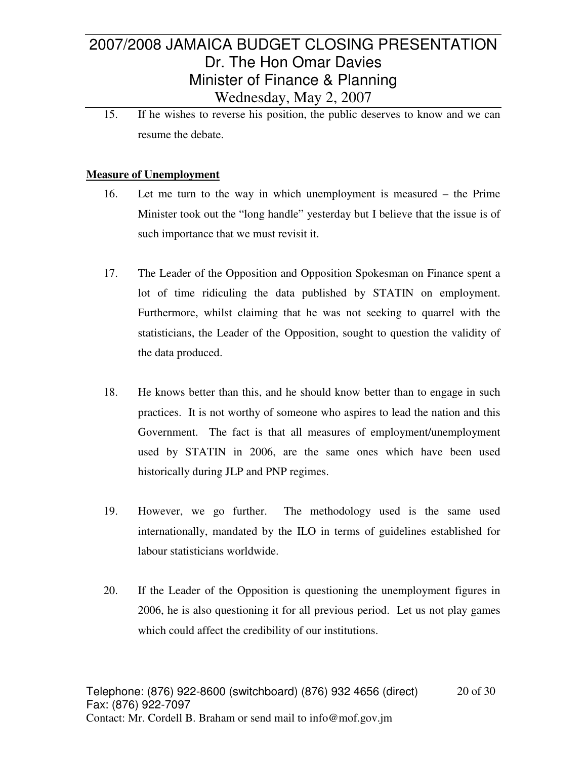15. If he wishes to reverse his position, the public deserves to know and we can resume the debate.

**Measure of Unemployment**

16. Let me turn to the way in which unemployment is measured – the Prime Minister took out the "long handle" yesterday but I believe that the issue is of such importance that we must revisit it.

17. The Leader of the Opposition and Opposition Spokesman on Finance spent a lot of time ridiculing the data published by STATIN on employment. Furthermore, whilst claiming that he was not seeking to quarrel with the statisticians, the Leader of the Opposition, sought to question the validity of the data produced.

18. He knows better than this, and he should know better than to engage in such practices. It is not worthy of someone who aspires to lead the nation and this Government. The fact is that all measures of employment/unemployment used by STATIN in 2006, are the same ones which have been used historically during JLP and PNP regimes.

19. However, we go further. The methodology used is the same used internationally, mandated by the ILO in terms of guidelines established for labour statisticians worldwide.

20. If the Leader of the Opposition is questioning the unemployment figures in 2006, he is also questioning it for all previous period. Let us not play games which could affect the credibility of our institutions.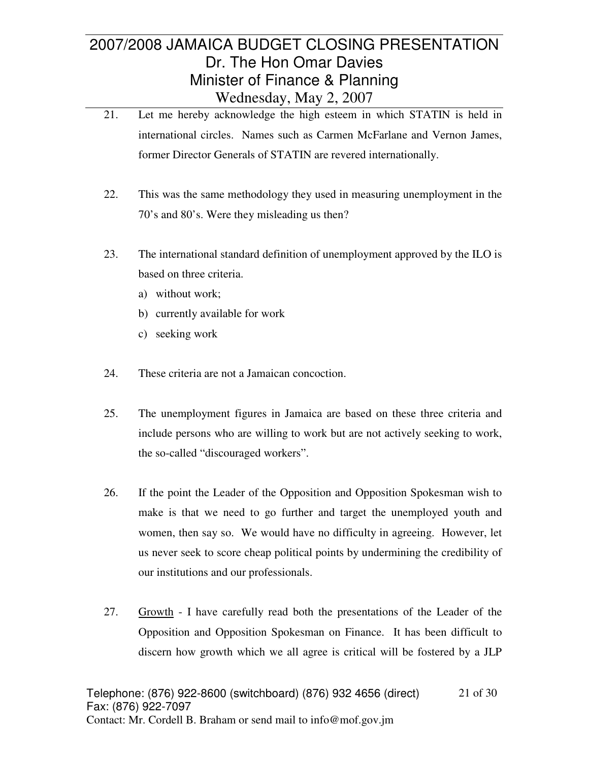21. Let me hereby acknowledge the high esteem in which STATIN is held in international circles. Names such as Carmen McFarlane and Vernon James, former Director Generals of STATIN are revered internationally.

22. This was the same methodology they used in measuring unemployment in the 70's and 80's. Were they misleading us then?

23. The international standard definition of unemployment approved by the ILO is based on three criteria.

    a) without work;

    b) currently available for work

    c) seeking work

24. These criteria are not a Jamaican concoction.

25. The unemployment figures in Jamaica are based on these three criteria and include persons who are willing to work but are not actively seeking to work, the so-called "discouraged workers".

26. If the point the Leader of the Opposition and Opposition Spokesman wish to make is that we need to go further and target the unemployed youth and women, then say so. We would have no difficulty in agreeing. However, let us never seek to score cheap political points by undermining the credibility of our institutions and our professionals.

27. <u>Growth</u> - I have carefully read both the presentations of the Leader of the Opposition and Opposition Spokesman on Finance. It has been difficult to discern how growth which we all agree is critical will be fostered by a JLP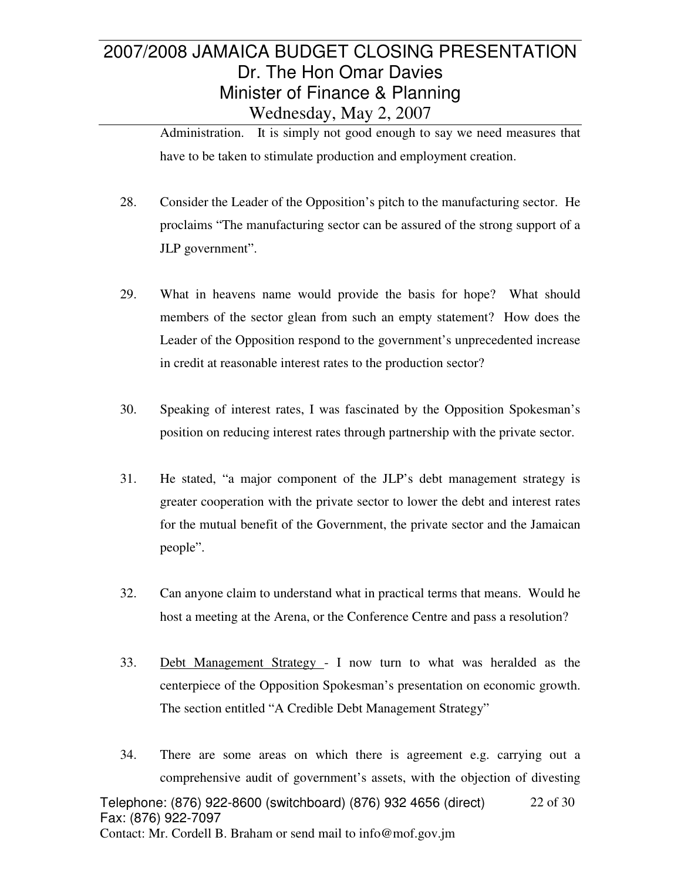Administration. It is simply not good enough to say we need measures that have to be taken to stimulate production and employment creation.

28. Consider the Leader of the Opposition's pitch to the manufacturing sector. He proclaims "The manufacturing sector can be assured of the strong support of a JLP government".

29. What in heavens name would provide the basis for hope? What should members of the sector glean from such an empty statement? How does the Leader of the Opposition respond to the government's unprecedented increase in credit at reasonable interest rates to the production sector?

30. Speaking of interest rates, I was fascinated by the Opposition Spokesman's position on reducing interest rates through partnership with the private sector.

31. He stated, "a major component of the JLP's debt management strategy is greater cooperation with the private sector to lower the debt and interest rates for the mutual benefit of the Government, the private sector and the Jamaican people".

32. Can anyone claim to understand what in practical terms that means. Would he host a meeting at the Arena, or the Conference Centre and pass a resolution?

33. <u>Debt Management Strategy</u> - I now turn to what was heralded as the centerpiece of the Opposition Spokesman's presentation on economic growth. The section entitled "A Credible Debt Management Strategy"

34. There are some areas on which there is agreement e.g. carrying out a comprehensive audit of government's assets, with the objection of divesting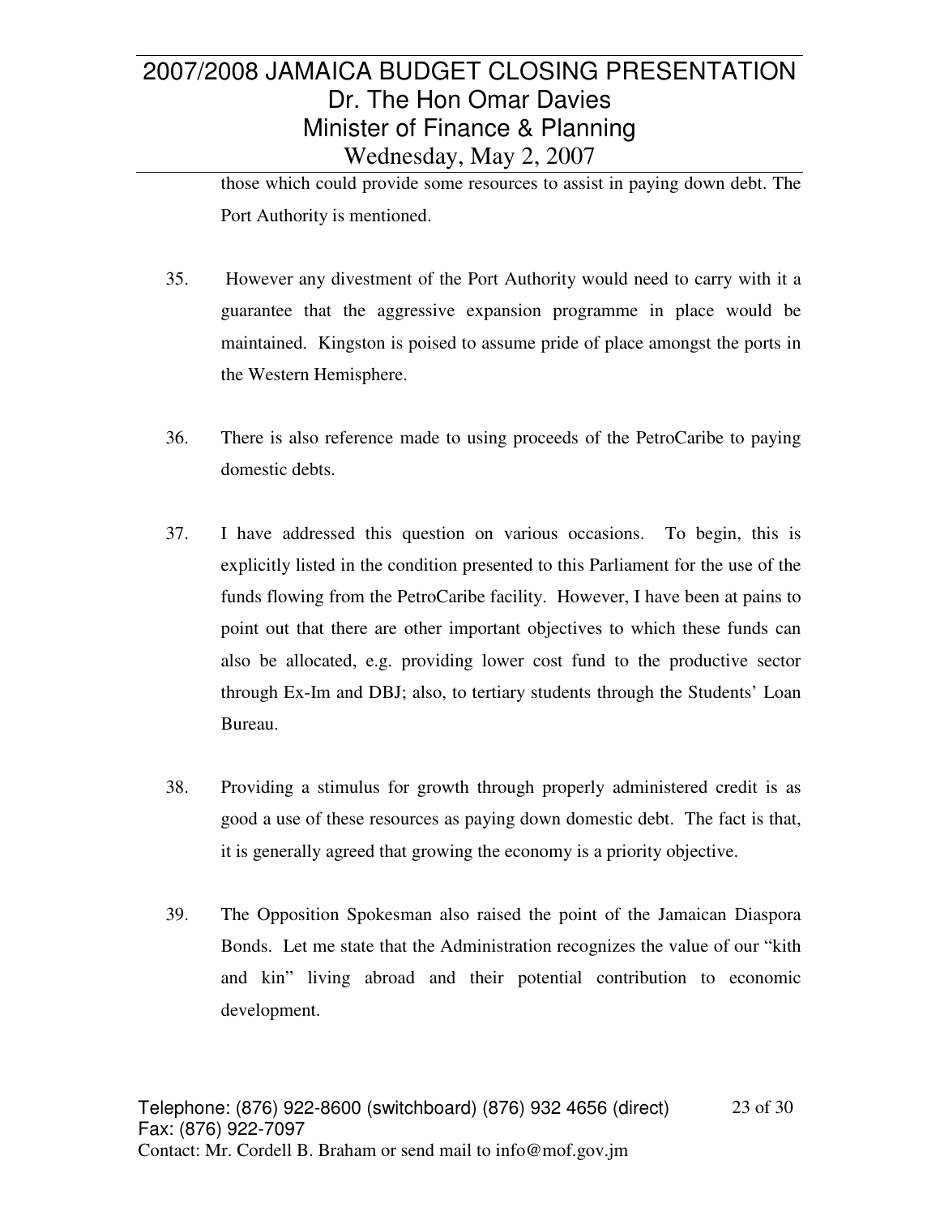those which could provide some resources to assist in paying down debt. The Port Authority is mentioned.

35. However any divestment of the Port Authority would need to carry with it a guarantee that the aggressive expansion programme in place would be maintained. Kingston is poised to assume pride of place amongst the ports in the Western Hemisphere.

36. There is also reference made to using proceeds of the PetroCaribe to paying domestic debts.

37. I have addressed this question on various occasions. To begin, this is explicitly listed in the condition presented to this Parliament for the use of the funds flowing from the PetroCaribe facility. However, I have been at pains to point out that there are other important objectives to which these funds can also be allocated, e.g. providing lower cost fund to the productive sector through Ex-Im and DBJ; also, to tertiary students through the Students' Loan Bureau.

38. Providing a stimulus for growth through properly administered credit is as good a use of these resources as paying down domestic debt. The fact is that, it is generally agreed that growing the economy is a priority objective.

39. The Opposition Spokesman also raised the point of the Jamaican Diaspora Bonds. Let me state that the Administration recognizes the value of our "kith and kin" living abroad and their potential contribution to economic development.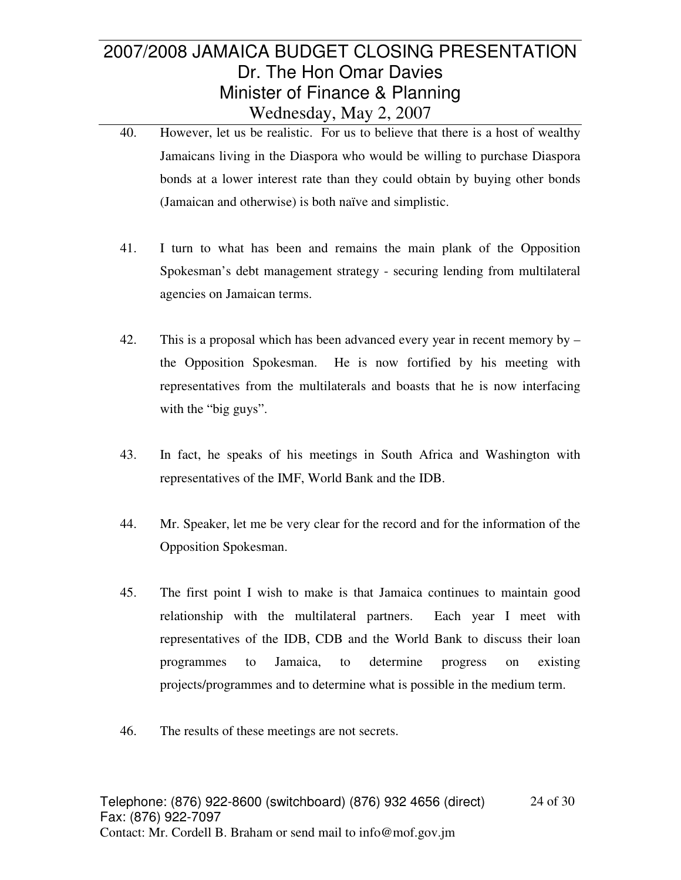40. However, let us be realistic. For us to believe that there is a host of wealthy Jamaicans living in the Diaspora who would be willing to purchase Diaspora bonds at a lower interest rate than they could obtain by buying other bonds (Jamaican and otherwise) is both naïve and simplistic.

41. I turn to what has been and remains the main plank of the Opposition Spokesman's debt management strategy - securing lending from multilateral agencies on Jamaican terms.

42. This is a proposal which has been advanced every year in recent memory by – the Opposition Spokesman. He is now fortified by his meeting with representatives from the multilaterals and boasts that he is now interfacing with the "big guys".

43. In fact, he speaks of his meetings in South Africa and Washington with representatives of the IMF, World Bank and the IDB.

44. Mr. Speaker, let me be very clear for the record and for the information of the Opposition Spokesman.

45. The first point I wish to make is that Jamaica continues to maintain good relationship with the multilateral partners. Each year I meet with representatives of the IDB, CDB and the World Bank to discuss their loan programmes to Jamaica, to determine progress on existing projects/programmes and to determine what is possible in the medium term.

46. The results of these meetings are not secrets.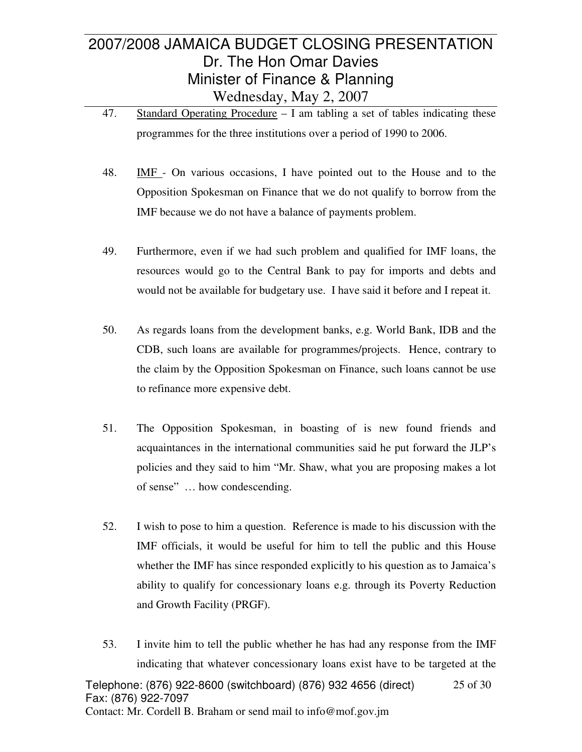47. Standard Operating Procedure – I am tabling a set of tables indicating these programmes for the three institutions over a period of 1990 to 2006.

48. IMF - On various occasions, I have pointed out to the House and to the Opposition Spokesman on Finance that we do not qualify to borrow from the IMF because we do not have a balance of payments problem.

49. Furthermore, even if we had such problem and qualified for IMF loans, the resources would go to the Central Bank to pay for imports and debts and would not be available for budgetary use. I have said it before and I repeat it.

50. As regards loans from the development banks, e.g. World Bank, IDB and the CDB, such loans are available for programmes/projects. Hence, contrary to the claim by the Opposition Spokesman on Finance, such loans cannot be use to refinance more expensive debt.

51. The Opposition Spokesman, in boasting of is new found friends and acquaintances in the international communities said he put forward the JLP's policies and they said to him "Mr. Shaw, what you are proposing makes a lot of sense" … how condescending.

52. I wish to pose to him a question. Reference is made to his discussion with the IMF officials, it would be useful for him to tell the public and this House whether the IMF has since responded explicitly to his question as to Jamaica's ability to qualify for concessionary loans e.g. through its Poverty Reduction and Growth Facility (PRGF).

53. I invite him to tell the public whether he has had any response from the IMF indicating that whatever concessionary loans exist have to be targeted at the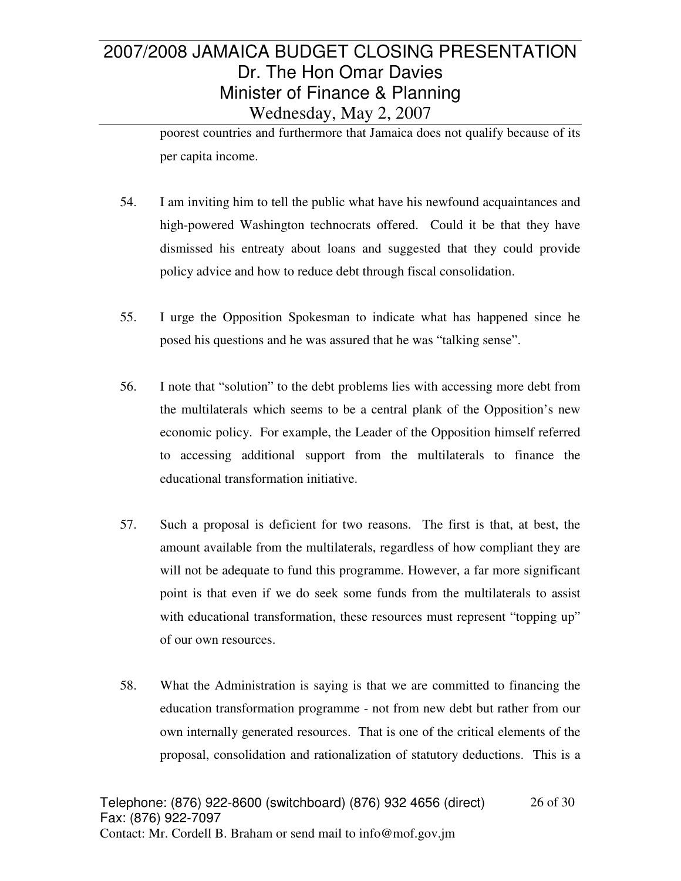poorest countries and furthermore that Jamaica does not qualify because of its per capita income.

54. I am inviting him to tell the public what have his newfound acquaintances and high-powered Washington technocrats offered. Could it be that they have dismissed his entreaty about loans and suggested that they could provide policy advice and how to reduce debt through fiscal consolidation.

55. I urge the Opposition Spokesman to indicate what has happened since he posed his questions and he was assured that he was "talking sense".

56. I note that "solution" to the debt problems lies with accessing more debt from the multilaterals which seems to be a central plank of the Opposition's new economic policy. For example, the Leader of the Opposition himself referred to accessing additional support from the multilaterals to finance the educational transformation initiative.

57. Such a proposal is deficient for two reasons. The first is that, at best, the amount available from the multilaterals, regardless of how compliant they are will not be adequate to fund this programme. However, a far more significant point is that even if we do seek some funds from the multilaterals to assist with educational transformation, these resources must represent "topping up" of our own resources.

58. What the Administration is saying is that we are committed to financing the education transformation programme - not from new debt but rather from our own internally generated resources. That is one of the critical elements of the proposal, consolidation and rationalization of statutory deductions. This is a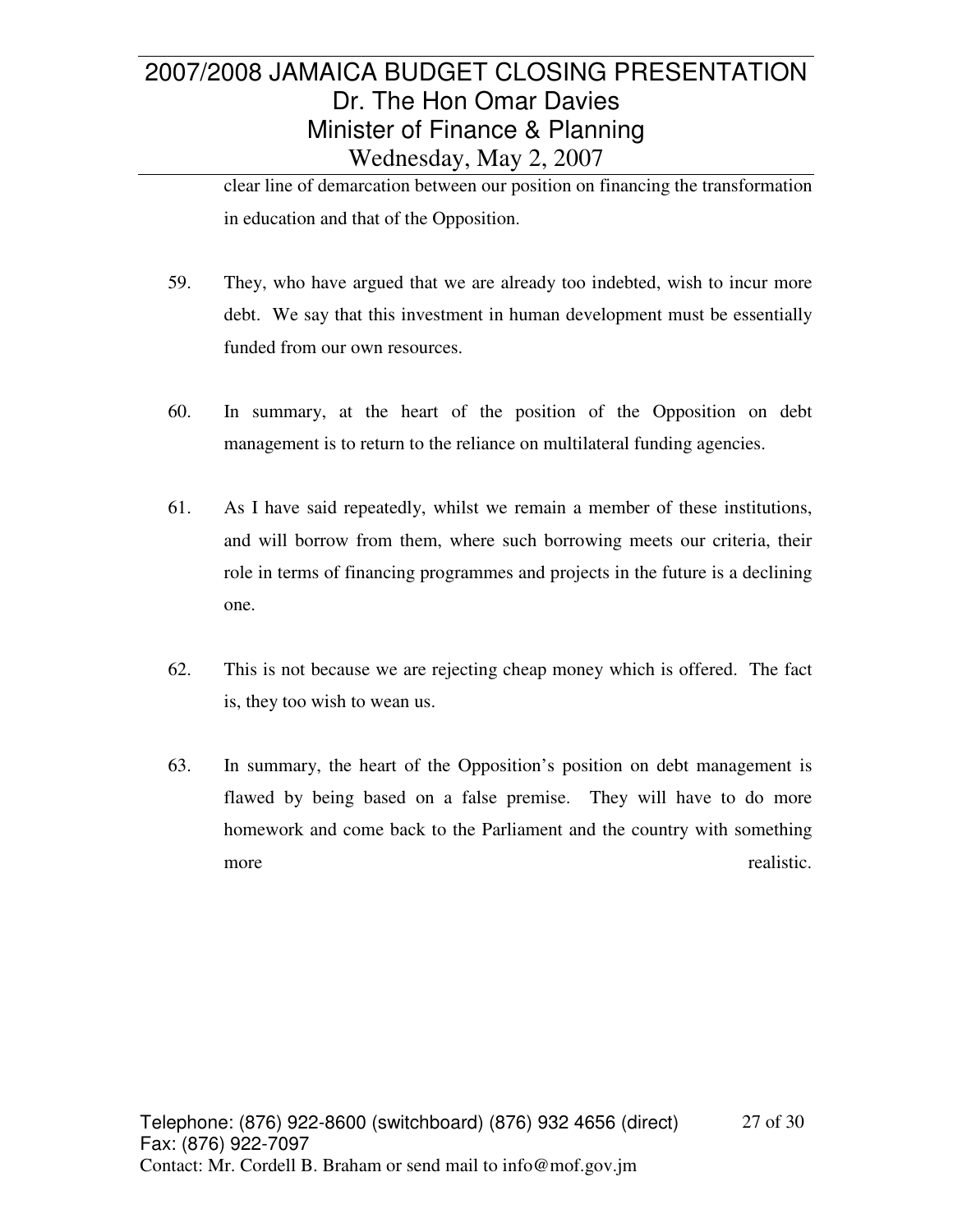clear line of demarcation between our position on financing the transformation in education and that of the Opposition.

59. They, who have argued that we are already too indebted, wish to incur more debt. We say that this investment in human development must be essentially funded from our own resources.

60. In summary, at the heart of the position of the Opposition on debt management is to return to the reliance on multilateral funding agencies.

61. As I have said repeatedly, whilst we remain a member of these institutions, and will borrow from them, where such borrowing meets our criteria, their role in terms of financing programmes and projects in the future is a declining one.

62. This is not because we are rejecting cheap money which is offered. The fact is, they too wish to wean us.

63. In summary, the heart of the Opposition's position on debt management is flawed by being based on a false premise. They will have to do more homework and come back to the Parliament and the country with something more realistic.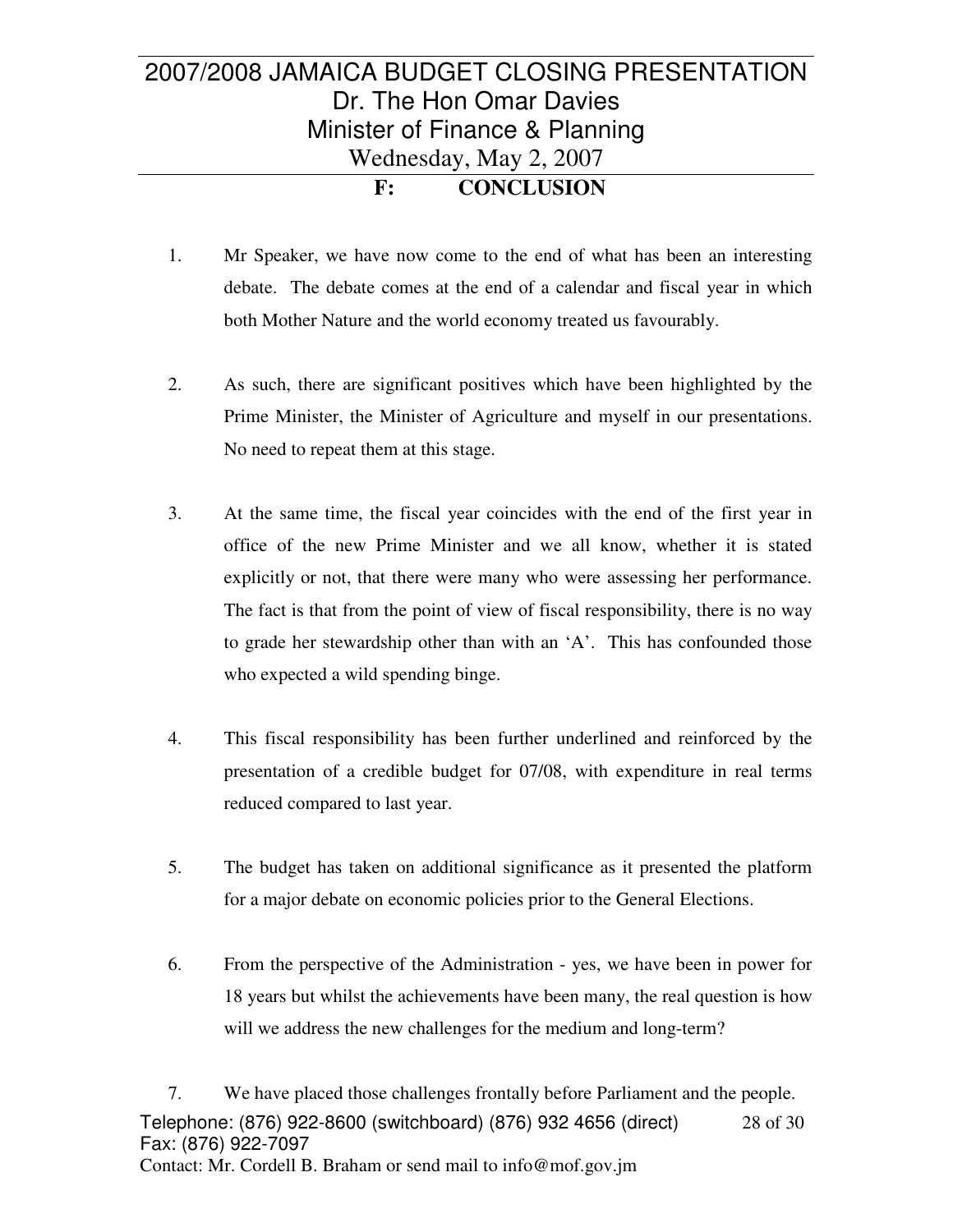## F: CONCLUSION

1. Mr Speaker, we have now come to the end of what has been an interesting debate. The debate comes at the end of a calendar and fiscal year in which both Mother Nature and the world economy treated us favourably.

2. As such, there are significant positives which have been highlighted by the Prime Minister, the Minister of Agriculture and myself in our presentations. No need to repeat them at this stage.

3. At the same time, the fiscal year coincides with the end of the first year in office of the new Prime Minister and we all know, whether it is stated explicitly or not, that there were many who were assessing her performance. The fact is that from the point of view of fiscal responsibility, there is no way to grade her stewardship other than with an 'A'. This has confounded those who expected a wild spending binge.

4. This fiscal responsibility has been further underlined and reinforced by the presentation of a credible budget for 07/08, with expenditure in real terms reduced compared to last year.

5. The budget has taken on additional significance as it presented the platform for a major debate on economic policies prior to the General Elections.

6. From the perspective of the Administration - yes, we have been in power for 18 years but whilst the achievements have been many, the real question is how will we address the new challenges for the medium and long-term?

7. We have placed those challenges frontally before Parliament and the people.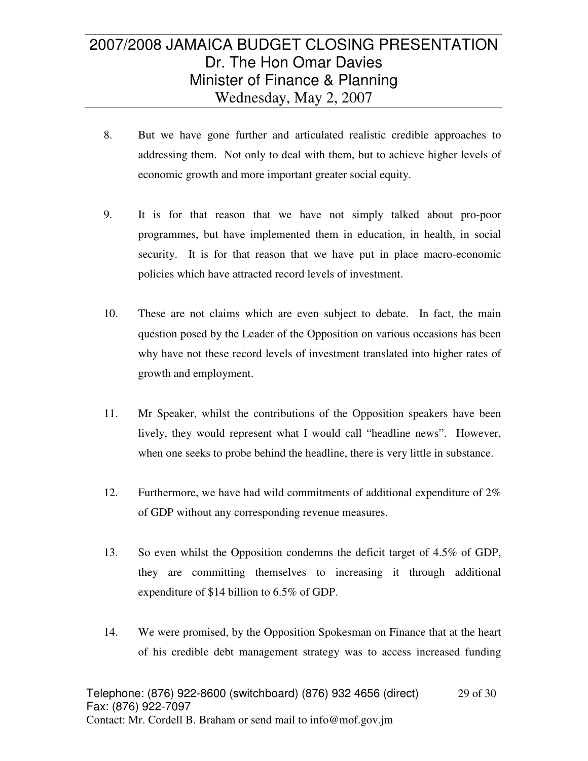8. But we have gone further and articulated realistic credible approaches to addressing them. Not only to deal with them, but to achieve higher levels of economic growth and more important greater social equity.

9. It is for that reason that we have not simply talked about pro-poor programmes, but have implemented them in education, in health, in social security. It is for that reason that we have put in place macro-economic policies which have attracted record levels of investment.

10. These are not claims which are even subject to debate. In fact, the main question posed by the Leader of the Opposition on various occasions has been why have not these record levels of investment translated into higher rates of growth and employment.

11. Mr Speaker, whilst the contributions of the Opposition speakers have been lively, they would represent what I would call "headline news". However, when one seeks to probe behind the headline, there is very little in substance.

12. Furthermore, we have had wild commitments of additional expenditure of 2% of GDP without any corresponding revenue measures.

13. So even whilst the Opposition condemns the deficit target of 4.5% of GDP, they are committing themselves to increasing it through additional expenditure of $14 billion to 6.5% of GDP.

14. We were promised, by the Opposition Spokesman on Finance that at the heart of his credible debt management strategy was to access increased funding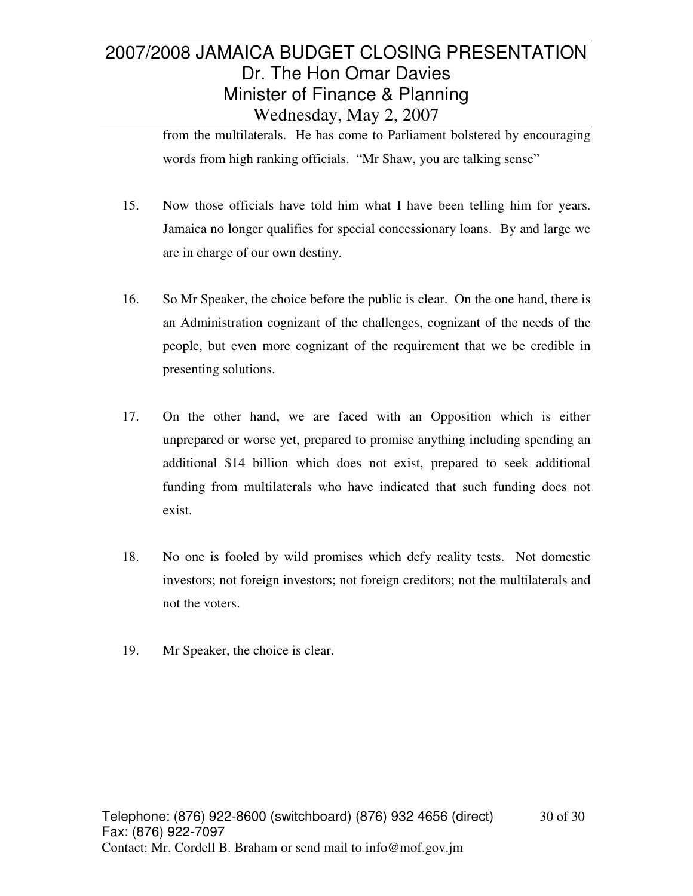from the multilaterals. He has come to Parliament bolstered by encouraging words from high ranking officials. "Mr Shaw, you are talking sense"

15. Now those officials have told him what I have been telling him for years. Jamaica no longer qualifies for special concessionary loans. By and large we are in charge of our own destiny.

16. So Mr Speaker, the choice before the public is clear. On the one hand, there is an Administration cognizant of the challenges, cognizant of the needs of the people, but even more cognizant of the requirement that we be credible in presenting solutions.

17. On the other hand, we are faced with an Opposition which is either unprepared or worse yet, prepared to promise anything including spending an additional $14 billion which does not exist, prepared to seek additional funding from multilaterals who have indicated that such funding does not exist.

18. No one is fooled by wild promises which defy reality tests. Not domestic investors; not foreign investors; not foreign creditors; not the multilaterals and not the voters.

19. Mr Speaker, the choice is clear.